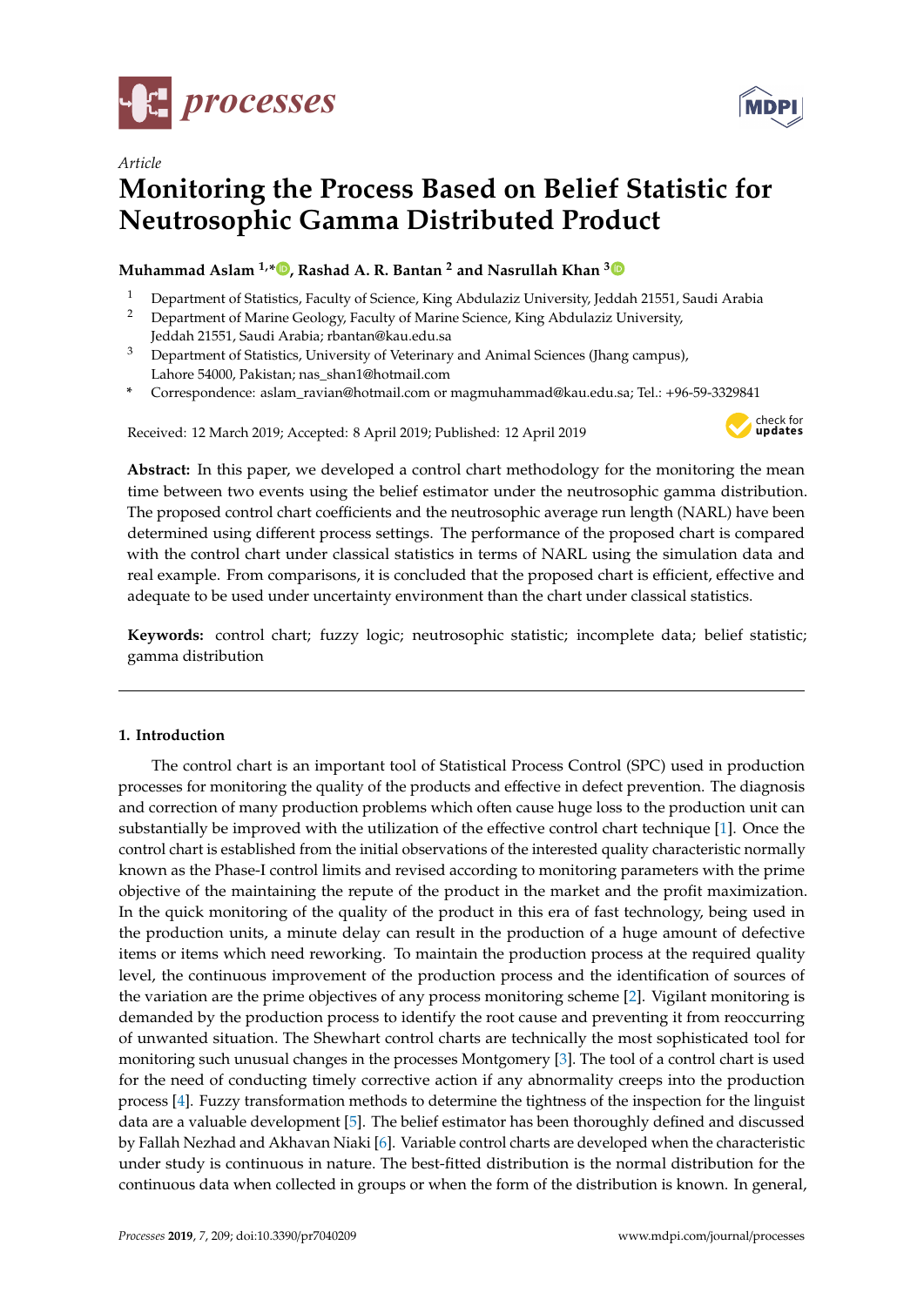*Article*

# Monitoring the Process Based on Belief Statistic for Neutrosophic Gamma Distributed Product

**Muhammad Aslam [1,*], Rashad A. R. Bantan [2] and Nasrullah Khan [3]**

[1] Department of Statistics, Faculty of Science, King Abdulaziz University, Jeddah 21551, Saudi Arabia

[2] Department of Marine Geology, Faculty of Marine Science, King Abdulaziz University, Jeddah 21551, Saudi Arabia; rbantan@kau.edu.sa

[3] Department of Statistics, University of Veterinary and Animal Sciences (Jhang campus), Lahore 54000, Pakistan; nas_shan1@hotmail.com

[*] Correspondence: aslam_ravian@hotmail.com or magmuhammad@kau.edu.sa; Tel.: +96-59-3329841

Received: 12 March 2019; Accepted: 8 April 2019; Published: 12 April 2019

**Abstract:** In this paper, we developed a control chart methodology for the monitoring the mean time between two events using the belief estimator under the neutrosophic gamma distribution. The proposed control chart coefficients and the neutrosophic average run length (NARL) have been determined using different process settings. The performance of the proposed chart is compared with the control chart under classical statistics in terms of NARL using the simulation data and real example. From comparisons, it is concluded that the proposed chart is efficient, effective and adequate to be used under uncertainty environment than the chart under classical statistics.

**Keywords:** control chart; fuzzy logic; neutrosophic statistic; incomplete data; belief statistic; gamma distribution

## 1. Introduction

The control chart is an important tool of Statistical Process Control (SPC) used in production processes for monitoring the quality of the products and effective in defect prevention. The diagnosis and correction of many production problems which often cause huge loss to the production unit can substantially be improved with the utilization of the effective control chart technique [1]. Once the control chart is established from the initial observations of the interested quality characteristic normally known as the Phase-I control limits and revised according to monitoring parameters with the prime objective of the maintaining the repute of the product in the market and the profit maximization. In the quick monitoring of the quality of the product in this era of fast technology, being used in the production units, a minute delay can result in the production of a huge amount of defective items or items which need reworking. To maintain the production process at the required quality level, the continuous improvement of the production process and the identification of sources of the variation are the prime objectives of any process monitoring scheme [2]. Vigilant monitoring is demanded by the production process to identify the root cause and preventing it from reoccurring of unwanted situation. The Shewhart control charts are technically the most sophisticated tool for monitoring such unusual changes in the processes Montgomery [3]. The tool of a control chart is used for the need of conducting timely corrective action if any abnormality creeps into the production process [4]. Fuzzy transformation methods to determine the tightness of the inspection for the linguist data are a valuable development [5]. The belief estimator has been thoroughly defined and discussed by Fallah Nezhad and Akhavan Niaki [6]. Variable control charts are developed when the characteristic under study is continuous in nature. The best-fitted distribution is the normal distribution for the continuous data when collected in groups or when the form of the distribution is known. In general,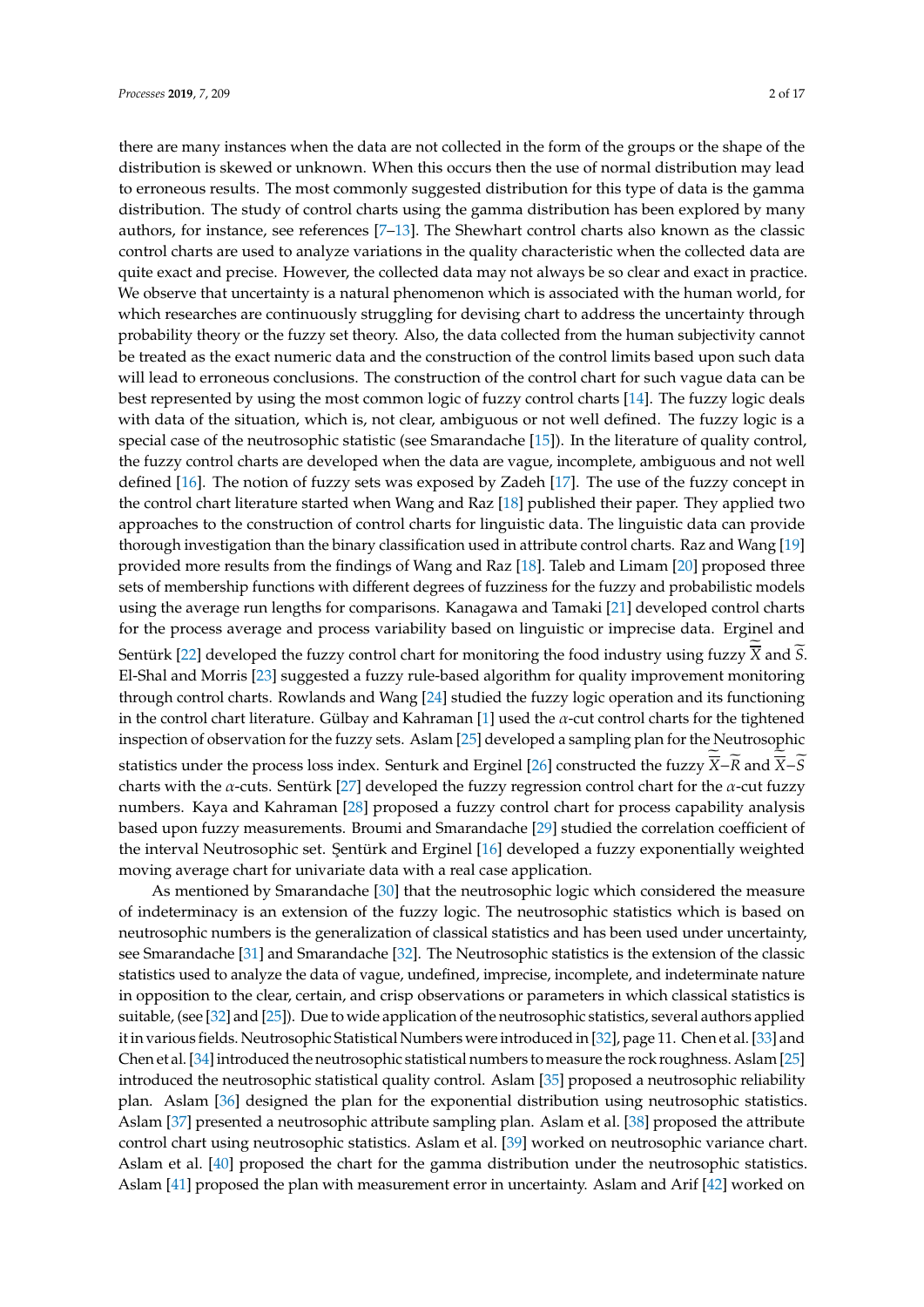there are many instances when the data are not collected in the form of the groups or the shape of the distribution is skewed or unknown. When this occurs then the use of normal distribution may lead to erroneous results. The most commonly suggested distribution for this type of data is the gamma distribution. The study of control charts using the gamma distribution has been explored by many authors, for instance, see references [7–13]. The Shewhart control charts also known as the classic control charts are used to analyze variations in the quality characteristic when the collected data are quite exact and precise. However, the collected data may not always be so clear and exact in practice. We observe that uncertainty is a natural phenomenon which is associated with the human world, for which researches are continuously struggling for devising chart to address the uncertainty through probability theory or the fuzzy set theory. Also, the data collected from the human subjectivity cannot be treated as the exact numeric data and the construction of the control limits based upon such data will lead to erroneous conclusions. The construction of the control chart for such vague data can be best represented by using the most common logic of fuzzy control charts [14]. The fuzzy logic deals with data of the situation, which is, not clear, ambiguous or not well defined. The fuzzy logic is a special case of the neutrosophic statistic (see Smarandache [15]). In the literature of quality control, the fuzzy control charts are developed when the data are vague, incomplete, ambiguous and not well defined [16]. The notion of fuzzy sets was exposed by Zadeh [17]. The use of the fuzzy concept in the control chart literature started when Wang and Raz [18] published their paper. They applied two approaches to the construction of control charts for linguistic data. The linguistic data can provide thorough investigation than the binary classification used in attribute control charts. Raz and Wang [19] provided more results from the findings of Wang and Raz [18]. Taleb and Limam [20] proposed three sets of membership functions with different degrees of fuzziness for the fuzzy and probabilistic models using the average run lengths for comparisons. Kanagawa and Tamaki [21] developed control charts for the process average and process variability based on linguistic or imprecise data. Erginel and Sentürk [22] developed the fuzzy control chart for monitoring the food industry using fuzzy $\tilde{\overline{\overline{X}}}$ and $\tilde{\overline{S}}$. El-Shal and Morris [23] suggested a fuzzy rule-based algorithm for quality improvement monitoring through control charts. Rowlands and Wang [24] studied the fuzzy logic operation and its functioning in the control chart literature. Gülbay and Kahraman [1] used the $\alpha$-cut control charts for the tightened inspection of observation for the fuzzy sets. Aslam [25] developed a sampling plan for the Neutrosophic statistics under the process loss index. Senturk and Erginel [26] constructed the fuzzy $\tilde{\overline{\overline{X}}}$–$\tilde{\overline{R}}$ and $\tilde{\overline{\overline{X}}}$–$\tilde{\overline{S}}$ charts with the $\alpha$-cuts. Sentürk [27] developed the fuzzy regression control chart for the $\alpha$-cut fuzzy numbers. Kaya and Kahraman [28] proposed a fuzzy control chart for process capability analysis based upon fuzzy measurements. Broumi and Smarandache [29] studied the correlation coefficient of the interval Neutrosophic set. Şentürk and Erginel [16] developed a fuzzy exponentially weighted moving average chart for univariate data with a real case application.

As mentioned by Smarandache [30] that the neutrosophic logic which considered the measure of indeterminacy is an extension of the fuzzy logic. The neutrosophic statistics which is based on neutrosophic numbers is the generalization of classical statistics and has been used under uncertainty, see Smarandache [31] and Smarandache [32]. The Neutrosophic statistics is the extension of the classic statistics used to analyze the data of vague, undefined, imprecise, incomplete, and indeterminate nature in opposition to the clear, certain, and crisp observations or parameters in which classical statistics is suitable, (see [32] and [25]). Due to wide application of the neutrosophic statistics, several authors applied it in various fields. Neutrosophic Statistical Numbers were introduced in [32], page 11. Chen et al. [33] and Chen et al. [34] introduced the neutrosophic statistical numbers to measure the rock roughness. Aslam [25] introduced the neutrosophic statistical quality control. Aslam [35] proposed a neutrosophic reliability plan. Aslam [36] designed the plan for the exponential distribution using neutrosophic statistics. Aslam [37] presented a neutrosophic attribute sampling plan. Aslam et al. [38] proposed the attribute control chart using neutrosophic statistics. Aslam et al. [39] worked on neutrosophic variance chart. Aslam et al. [40] proposed the chart for the gamma distribution under the neutrosophic statistics. Aslam [41] proposed the plan with measurement error in uncertainty. Aslam and Arif [42] worked on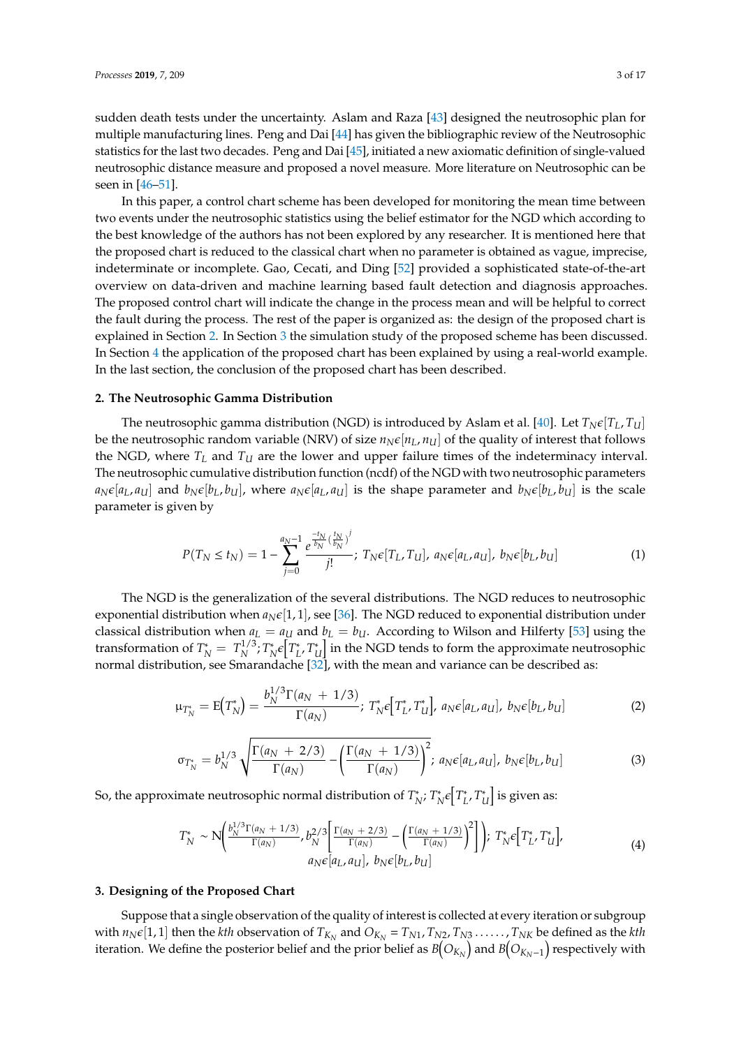sudden death tests under the uncertainty. Aslam and Raza [43] designed the neutrosophic plan for multiple manufacturing lines. Peng and Dai [44] has given the bibliographic review of the Neutrosophic statistics for the last two decades. Peng and Dai [45], initiated a new axiomatic definition of single-valued neutrosophic distance measure and proposed a novel measure. More literature on Neutrosophic can be seen in [46–51].

In this paper, a control chart scheme has been developed for monitoring the mean time between two events under the neutrosophic statistics using the belief estimator for the NGD which according to the best knowledge of the authors has not been explored by any researcher. It is mentioned here that the proposed chart is reduced to the classical chart when no parameter is obtained as vague, imprecise, indeterminate or incomplete. Gao, Cecati, and Ding [52] provided a sophisticated state-of-the-art overview on data-driven and machine learning based fault detection and diagnosis approaches. The proposed control chart will indicate the change in the process mean and will be helpful to correct the fault during the process. The rest of the paper is organized as: the design of the proposed chart is explained in Section 2. In Section 3 the simulation study of the proposed scheme has been discussed. In Section 4 the application of the proposed chart has been explained by using a real-world example. In the last section, the conclusion of the proposed chart has been described.

## 2. The Neutrosophic Gamma Distribution

The neutrosophic gamma distribution (NGD) is introduced by Aslam et al. [40]. Let $T_N \epsilon [T_L, T_U]$ be the neutrosophic random variable (NRV) of size $n_N \epsilon [n_L, n_U]$ of the quality of interest that follows the NGD, where $T_L$ and $T_U$ are the lower and upper failure times of the indeterminacy interval. The neutrosophic cumulative distribution function (ncdf) of the NGD with two neutrosophic parameters $a_N \epsilon [a_L, a_U]$ and $b_N \epsilon [b_L, b_U]$, where $a_N \epsilon [a_L, a_U]$ is the shape parameter and $b_N \epsilon [b_L, b_U]$ is the scale parameter is given by

$$P(T_N \leq t_N) = 1 - \sum_{j=0}^{a_N - 1} \frac{e^{\frac{-t_N}{b_N}} \left(\frac{t_N}{b_N}\right)^j}{j!};\ T_N \epsilon [T_L, T_U],\ a_N \epsilon [a_L, a_U],\ b_N \epsilon [b_L, b_U] \tag{1}$$

The NGD is the generalization of the several distributions. The NGD reduces to neutrosophic exponential distribution when $a_N \epsilon [1, 1]$, see [36]. The NGD reduced to exponential distribution under classical distribution when $a_L = a_U$ and $b_L = b_U$. According to Wilson and Hilferty [53] using the transformation of $T_N^* = T_N^{1/3}; T_N^* \epsilon \left[T_L^*, T_U^*\right]$ in the NGD tends to form the approximate neutrosophic normal distribution, see Smarandache [32], with the mean and variance can be described as:

$$\mu_{T_N^*} = \mathrm{E}\left(T_N^*\right) = \frac{b_N^{1/3} \Gamma(a_N + 1/3)}{\Gamma(a_N)};\ T_N^* \epsilon \left[T_L^*, T_U^*\right],\ a_N \epsilon [a_L, a_U],\ b_N \epsilon [b_L, b_U] \tag{2}$$

$$\sigma_{T_N^*} = b_N^{1/3} \sqrt{\frac{\Gamma(a_N + 2/3)}{\Gamma(a_N)} - \left(\frac{\Gamma(a_N + 1/3)}{\Gamma(a_N)}\right)^2};\ a_N \epsilon [a_L, a_U],\ b_N \epsilon [b_L, b_U] \tag{3}$$

So, the approximate neutrosophic normal distribution of $T_N^*; T_N^* \epsilon \left[T_L^*, T_U^*\right]$ is given as:

$$T_N^* \sim \mathrm{N}\left(\frac{b_N^{1/3} \Gamma(a_N + 1/3)}{\Gamma(a_N)}, b_N^{2/3}\left[\frac{\Gamma(a_N + 2/3)}{\Gamma(a_N)} - \left(\frac{\Gamma(a_N + 1/3)}{\Gamma(a_N)}\right)^2\right]\right);\ T_N^* \epsilon \left[T_L^*, T_U^*\right],\ a_N \epsilon [a_L, a_U],\ b_N \epsilon [b_L, b_U] \tag{4}$$

## 3. Designing of the Proposed Chart

Suppose that a single observation of the quality of interest is collected at every iteration or subgroup with $n_N \epsilon [1, 1]$ then the *kth* observation of $T_{K_N}$ and $O_{K_N} = T_{N1}, T_{N2}, T_{N3} \ldots\ldots, T_{NK}$ be defined as the *kth* iteration. We define the posterior belief and the prior belief as $B\left(O_{K_N}\right)$ and $B\left(O_{K_N - 1}\right)$ respectively with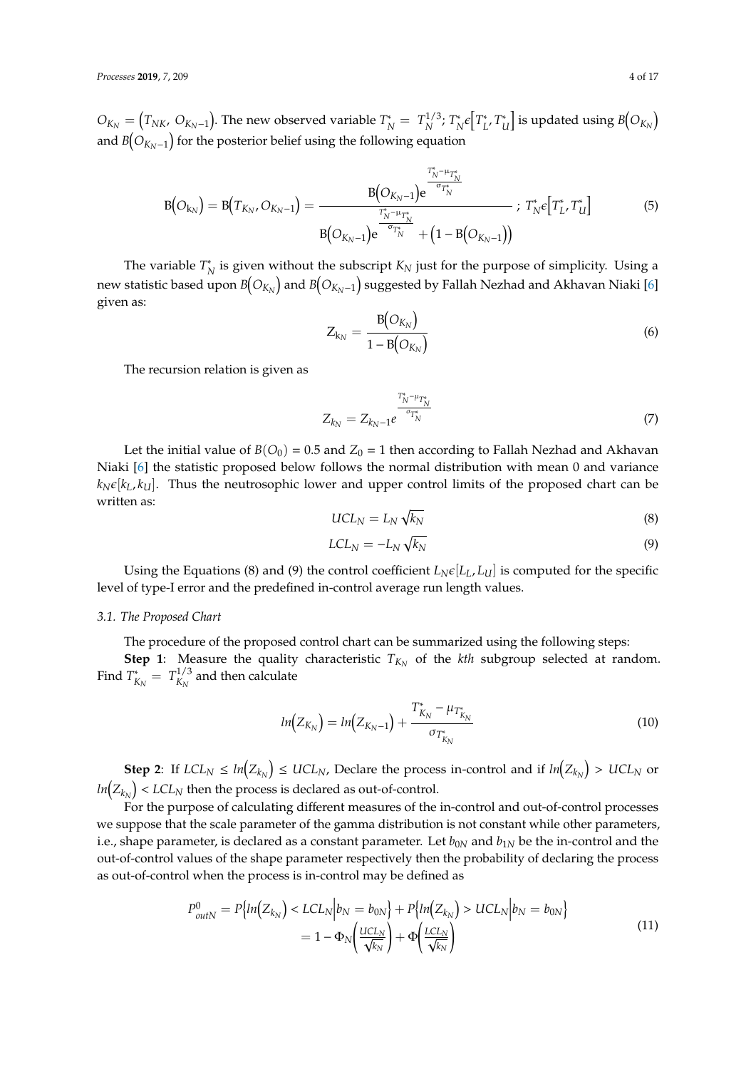$O_{K_N} = \left(T_{NK},\ O_{K_N-1}\right)$. The new observed variable $T_N^* = T_N^{1/3}$; $T_N^* \epsilon \left[T_L^*, T_U^*\right]$ is updated using $B\left(O_{K_N}\right)$ and $B\left(O_{K_N-1}\right)$ for the posterior belief using the following equation

$$\mathrm{B}\left(O_{\mathrm{k}_N}\right) = \mathrm{B}\left(T_{K_N}, O_{K_N-1}\right) = \frac{\mathrm{B}\left(O_{K_N-1}\right)\mathrm{e}^{\frac{T_N^* - \mu_{T_N^*}}{\sigma_{T_N^*}}}}{\mathrm{B}\left(O_{K_N-1}\right)\mathrm{e}^{\frac{T_N^* - \mu_{T_N^*}}{\sigma_{T_N^*}}} + \left(1 - \mathrm{B}\left(O_{K_N-1}\right)\right)}\ ;\ T_N^* \epsilon \left[T_L^*, T_U^*\right] \tag{5}$$

The variable $T_N^*$ is given without the subscript $K_N$ just for the purpose of simplicity. Using a new statistic based upon $B\left(O_{K_N}\right)$ and $B\left(O_{K_N-1}\right)$ suggested by Fallah Nezhad and Akhavan Niaki [6] given as:

$$\mathrm{Z}_{\mathrm{k}_N} = \frac{\mathrm{B}\left(O_{K_N}\right)}{1 - \mathrm{B}\left(O_{K_N}\right)} \tag{6}$$

The recursion relation is given as

$$Z_{k_N} = Z_{k_N-1} e^{\frac{T_N^* - \mu_{T_N^*}}{\sigma_{T_N^*}}} \tag{7}$$

Let the initial value of $B(O_0) = 0.5$ and $Z_0 = 1$ then according to Fallah Nezhad and Akhavan Niaki [6] the statistic proposed below follows the normal distribution with mean 0 and variance $k_N \epsilon [k_L, k_U]$. Thus the neutrosophic lower and upper control limits of the proposed chart can be written as:

$$UCL_N = L_N \sqrt{k_N} \tag{8}$$

$$LCL_N = -L_N \sqrt{k_N} \tag{9}$$

Using the Equations (8) and (9) the control coefficient $L_N \epsilon [L_L, L_U]$ is computed for the specific level of type-I error and the predefined in-control average run length values.

### 3.1. The Proposed Chart

The procedure of the proposed control chart can be summarized using the following steps:

**Step 1**: Measure the quality characteristic $T_{K_N}$ of the *kth* subgroup selected at random. Find $T_{K_N}^* = T_{K_N}^{1/3}$ and then calculate

$$ln\left(Z_{K_N}\right) = ln\left(Z_{K_N-1}\right) + \frac{T_{K_N}^* - \mu_{T_{K_N}^*}}{\sigma_{T_{K_N}^*}} \tag{10}$$

**Step 2**: If $LCL_N \le ln\left(Z_{k_N}\right) \le UCL_N$, Declare the process in-control and if $ln\left(Z_{k_N}\right) > UCL_N$ or $ln\left(Z_{k_N}\right) < LCL_N$ then the process is declared as out-of-control.

For the purpose of calculating different measures of the in-control and out-of-control processes we suppose that the scale parameter of the gamma distribution is not constant while other parameters, i.e., shape parameter, is declared as a constant parameter. Let $b_{0N}$ and $b_{1N}$ be the in-control and the out-of-control values of the shape parameter respectively then the probability of declaring the process as out-of-control when the process is in-control may be defined as

$$\begin{aligned} P_{outN}^0 &= P\left\{ln\left(Z_{k_N}\right) < LCL_N \middle| b_N = b_{0N}\right\} + P\left\{ln\left(Z_{k_N}\right) > UCL_N \middle| b_N = b_{0N}\right\} \\ &= 1 - \Phi_N\left(\frac{UCL_N}{\sqrt{k_N}}\right) + \Phi\left(\frac{LCL_N}{\sqrt{k_N}}\right) \end{aligned} \tag{11}$$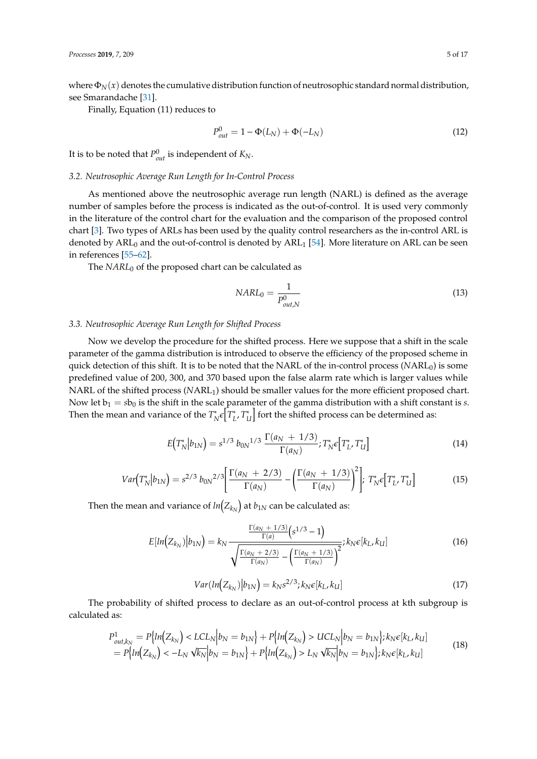where $\Phi_N(x)$ denotes the cumulative distribution function of neutrosophic standard normal distribution, see Smarandache [31].

Finally, Equation (11) reduces to

$$P^0_{out} = 1 - \Phi(L_N) + \Phi(-L_N) \tag{12}$$

It is to be noted that $P^0_{out}$ is independent of $K_N$.

### 3.2. Neutrosophic Average Run Length for In-Control Process

As mentioned above the neutrosophic average run length (NARL) is defined as the average number of samples before the process is indicated as the out-of-control. It is used very commonly in the literature of the control chart for the evaluation and the comparison of the proposed control chart [3]. Two types of ARLs has been used by the quality control researchers as the in-control ARL is denoted by $\text{ARL}_0$ and the out-of-control is denoted by $\text{ARL}_1$ [54]. More literature on ARL can be seen in references [55–62].

The $NARL_0$ of the proposed chart can be calculated as

$$NARL_0 = \frac{1}{P^0_{out,N}} \tag{13}$$

### 3.3. Neutrosophic Average Run Length for Shifted Process

Now we develop the procedure for the shifted process. Here we suppose that a shift in the scale parameter of the gamma distribution is introduced to observe the efficiency of the proposed scheme in quick detection of this shift. It is to be noted that the NARL of the in-control process ($NARL_0$) is some predefined value of 200, 300, and 370 based upon the false alarm rate which is larger values while NARL of the shifted process ($NARL_1$) should be smaller values for the more efficient proposed chart. Now let $b_1 = sb_0$ is the shift in the scale parameter of the gamma distribution with a shift constant is $s$. Then the mean and variance of the $T^*_N \epsilon \left[T^*_L, T^*_U\right]$ fort the shifted process can be determined as:

$$E\left(T^*_N \middle| b_{1N}\right) = s^{1/3}\, {b_{0N}}^{1/3}\, \frac{\Gamma(a_N + 1/3)}{\Gamma(a_N)}; T^*_N \epsilon \left[T^*_L, T^*_U\right] \tag{14}$$

$$Var\left(T^*_N \middle| b_{1N}\right) = s^{2/3}\, {b_{0N}}^{2/3}\left[\frac{\Gamma(a_N + 2/3)}{\Gamma(a_N)} - \left(\frac{\Gamma(a_N + 1/3)}{\Gamma(a_N)}\right)^2\right];\ T^*_N \epsilon \left[T^*_L, T^*_U\right] \tag{15}$$

Then the mean and variance of $ln\left(Z_{k_N}\right)$ at $b_{1N}$ can be calculated as:

$$E\left[ln\left(Z_{k_N}\right)\middle| b_{1N}\right] = k_N \frac{\frac{\Gamma(a_N + 1/3)}{\Gamma(a)}\left(s^{1/3} - 1\right)}{\sqrt{\frac{\Gamma(a_N + 2/3)}{\Gamma(a_N)} - \left(\frac{\Gamma(a_N + 1/3)}{\Gamma(a_N)}\right)^2}}; k_N \epsilon [k_L, k_U] \tag{16}$$

$$Var\left(ln\left(Z_{k_N}\right)\middle| b_{1N}\right) = k_N s^{2/3}; k_N \epsilon [k_L, k_U] \tag{17}$$

The probability of shifted process to declare as an out-of-control process at kth subgroup is calculated as:

$$\begin{aligned} P^1_{out,k_N} &= P\left\{ln\left(Z_{k_N}\right) < LCL_N \middle| b_N = b_{1N}\right\} + P\left\{ln\left(Z_{k_N}\right) > UCL_N \middle| b_N = b_{1N}\right\}; k_N \epsilon [k_L, k_U] \\ &= P\left\{ln\left(Z_{k_N}\right) < -L_N \sqrt{k_N} \middle| b_N = b_{1N}\right\} + P\left\{ln\left(Z_{k_N}\right) > L_N \sqrt{k_N} \middle| b_N = b_{1N}\right\}; k_N \epsilon [k_L, k_U] \end{aligned} \tag{18}$$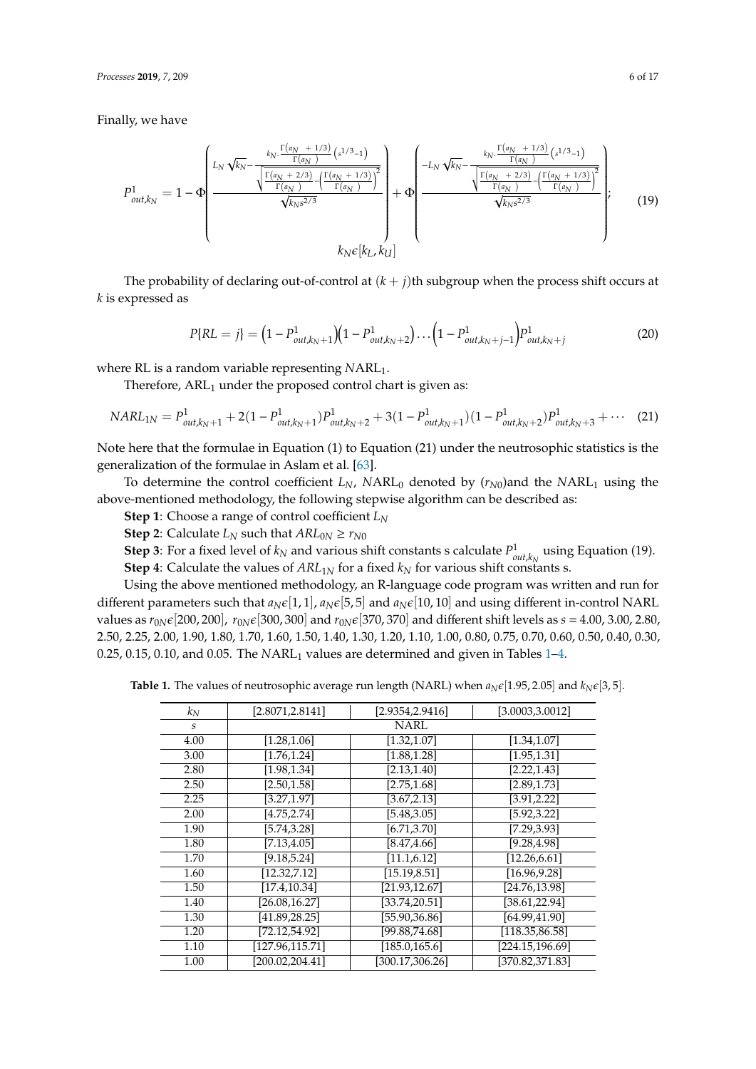Finally, we have

$$P^1_{out,k_N} = 1 - \Phi\left(\frac{L_N\sqrt{k_N} - \frac{k_N \cdot \frac{\Gamma(a_N + 1/3)}{\Gamma(a_N)}\left(s^{1/3} - 1\right)}{\sqrt{\frac{\Gamma(a_N + 2/3)}{\Gamma(a_N)} - \left(\frac{\Gamma(a_N + 1/3)}{\Gamma(a_N)}\right)^2}}}{\sqrt{k_N s^{2/3}}}\right) + \Phi\left(\frac{-L_N\sqrt{k_N} - \frac{k_N \cdot \frac{\Gamma(a_N + 1/3)}{\Gamma(a_N)}\left(s^{1/3} - 1\right)}{\sqrt{\frac{\Gamma(a_N + 2/3)}{\Gamma(a_N)} - \left(\frac{\Gamma(a_N + 1/3)}{\Gamma(a_N)}\right)^2}}}{\sqrt{k_N s^{2/3}}}\right); \quad k_N \epsilon [k_L, k_U] \tag{19}$$

The probability of declaring out-of-control at $(k + j)$th subgroup when the process shift occurs at $k$ is expressed as

$$P\{RL = j\} = \left(1 - P^1_{out,k_N+1}\right)\left(1 - P^1_{out,k_N+2}\right)\ldots\left(1 - P^1_{out,k_N+j-1}\right)P^1_{out,k_N+j} \tag{20}$$

where RL is a random variable representing $NARL_1$.

Therefore, $ARL_1$ under the proposed control chart is given as:

$$NARL_{1N} = P^1_{out,k_N+1} + 2(1 - P^1_{out,k_N+1})P^1_{out,k_N+2} + 3(1 - P^1_{out,k_N+1})(1 - P^1_{out,k_N+2})P^1_{out,k_N+3} + \cdots \tag{21}$$

Note here that the formulae in Equation (1) to Equation (21) under the neutrosophic statistics is the generalization of the formulae in Aslam et al. [63].

To determine the control coefficient $L_N$, $NARL_0$ denoted by $(r_{N0})$and the $NARL_1$ using the above-mentioned methodology, the following stepwise algorithm can be described as:

**Step 1**: Choose a range of control coefficient $L_N$

**Step 2**: Calculate $L_N$ such that $ARL_{0N} \geq r_{N0}$

**Step 3**: For a fixed level of $k_N$ and various shift constants s calculate $P^1_{out,k_N}$ using Equation (19).

**Step 4**: Calculate the values of $ARL_{1N}$ for a fixed $k_N$ for various shift constants s.

Using the above mentioned methodology, an R-language code program was written and run for different parameters such that $a_N \epsilon [1, 1]$, $a_N \epsilon [5, 5]$ and $a_N \epsilon [10, 10]$ and using different in-control NARL values as $r_{0N} \epsilon [200, 200]$, $r_{0N} \epsilon [300, 300]$ and $r_{0N} \epsilon [370, 370]$ and different shift levels as $s$ = 4.00, 3.00, 2.80, 2.50, 2.25, 2.00, 1.90, 1.80, 1.70, 1.60, 1.50, 1.40, 1.30, 1.20, 1.10, 1.00, 0.80, 0.75, 0.70, 0.60, 0.50, 0.40, 0.30, 0.25, 0.15, 0.10, and 0.05. The $NARL_1$ values are determined and given in Tables 1–4.

**Table 1.** The values of neutrosophic average run length (NARL) when $a_N \epsilon [1.95, 2.05]$ and $k_N \epsilon [3, 5]$.

| $k_N$ | [2.8071,2.8141] | [2.9354,2.9416] | [3.0003,3.0012] |
|---|---|---|---|
| $s$ | NARL | | |
| 4.00 | [1.28,1.06] | [1.32,1.07] | [1.34,1.07] |
| 3.00 | [1.76,1.24] | [1.88,1.28] | [1.95,1.31] |
| 2.80 | [1.98,1.34] | [2.13,1.40] | [2.22,1.43] |
| 2.50 | [2.50,1.58] | [2.75,1.68] | [2.89,1.73] |
| 2.25 | [3.27,1.97] | [3.67,2.13] | [3.91,2.22] |
| 2.00 | [4.75,2.74] | [5.48,3.05] | [5.92,3.22] |
| 1.90 | [5.74,3.28] | [6.71,3.70] | [7.29,3.93] |
| 1.80 | [7.13,4.05] | [8.47,4.66] | [9.28,4.98] |
| 1.70 | [9.18,5.24] | [11.1,6.12] | [12.26,6.61] |
| 1.60 | [12.32,7.12] | [15.19,8.51] | [16.96,9.28] |
| 1.50 | [17.4,10.34] | [21.93,12.67] | [24.76,13.98] |
| 1.40 | [26.08,16.27] | [33.74,20.51] | [38.61,22.94] |
| 1.30 | [41.89,28.25] | [55.90,36.86] | [64.99,41.90] |
| 1.20 | [72.12,54.92] | [99.88,74.68] | [118.35,86.58] |
| 1.10 | [127.96,115.71] | [185.0,165.6] | [224.15,196.69] |
| 1.00 | [200.02,204.41] | [300.17,306.26] | [370.82,371.83] |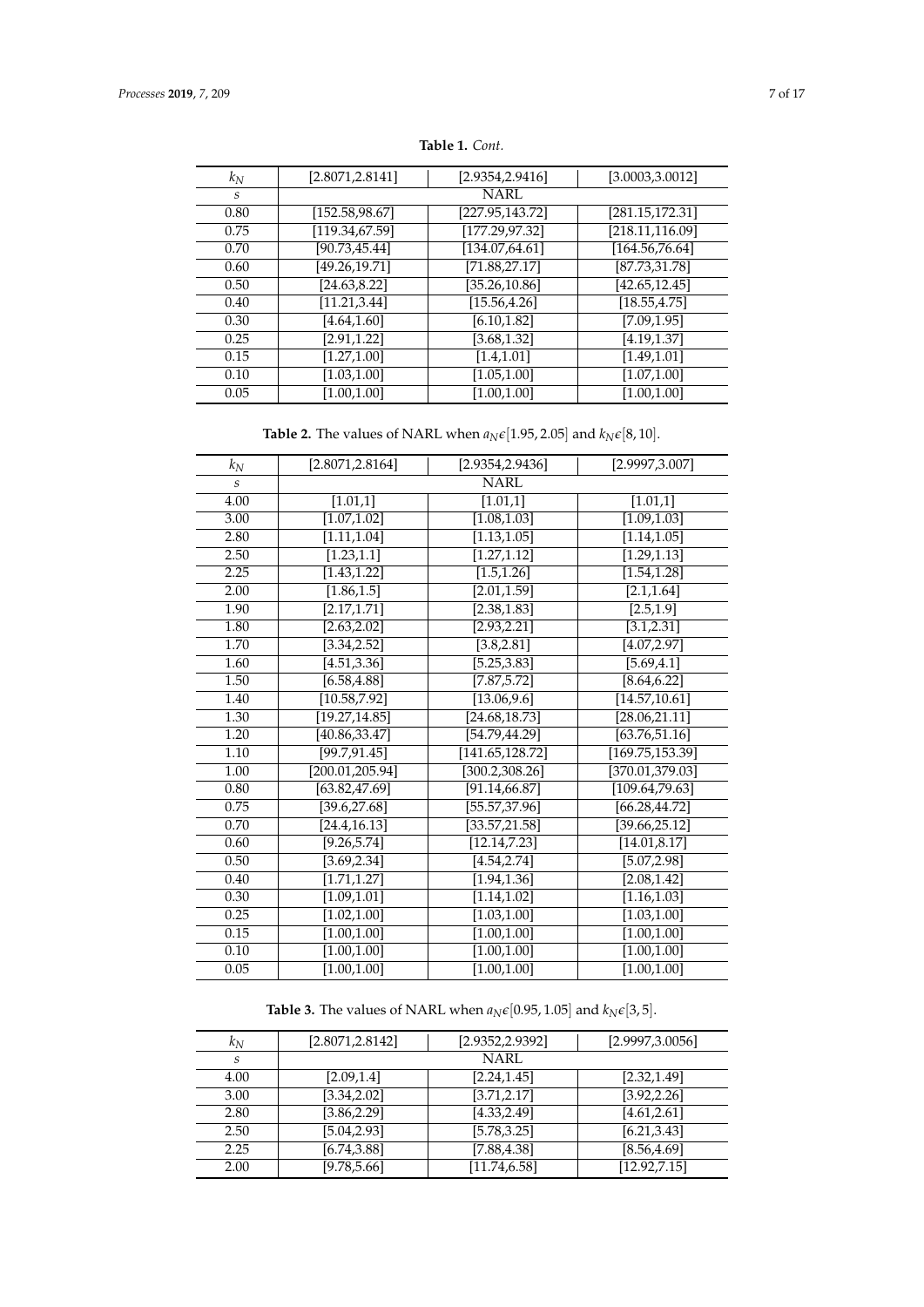**Table 1.** *Cont.*

| $k_N$ | [2.8071,2.8141] | [2.9354,2.9416] | [3.0003,3.0012] |
|---|---|---|---|
| $s$ | NARL | | |
| 0.80 | [152.58,98.67] | [227.95,143.72] | [281.15,172.31] |
| 0.75 | [119.34,67.59] | [177.29,97.32] | [218.11,116.09] |
| 0.70 | [90.73,45.44] | [134.07,64.61] | [164.56,76.64] |
| 0.60 | [49.26,19.71] | [71.88,27.17] | [87.73,31.78] |
| 0.50 | [24.63,8.22] | [35.26,10.86] | [42.65,12.45] |
| 0.40 | [11.21,3.44] | [15.56,4.26] | [18.55,4.75] |
| 0.30 | [4.64,1.60] | [6.10,1.82] | [7.09,1.95] |
| 0.25 | [2.91,1.22] | [3.68,1.32] | [4.19,1.37] |
| 0.15 | [1.27,1.00] | [1.4,1.01] | [1.49,1.01] |
| 0.10 | [1.03,1.00] | [1.05,1.00] | [1.07,1.00] |
| 0.05 | [1.00,1.00] | [1.00,1.00] | [1.00,1.00] |

**Table 2.** The values of NARL when $a_N \epsilon [1.95, 2.05]$ and $k_N \epsilon [8, 10]$.

| $k_N$ | [2.8071,2.8164] | [2.9354,2.9436] | [2.9997,3.007] |
|---|---|---|---|
| $s$ | NARL | | |
| 4.00 | [1.01,1] | [1.01,1] | [1.01,1] |
| 3.00 | [1.07,1.02] | [1.08,1.03] | [1.09,1.03] |
| 2.80 | [1.11,1.04] | [1.13,1.05] | [1.14,1.05] |
| 2.50 | [1.23,1.1] | [1.27,1.12] | [1.29,1.13] |
| 2.25 | [1.43,1.22] | [1.5,1.26] | [1.54,1.28] |
| 2.00 | [1.86,1.5] | [2.01,1.59] | [2.1,1.64] |
| 1.90 | [2.17,1.71] | [2.38,1.83] | [2.5,1.9] |
| 1.80 | [2.63,2.02] | [2.93,2.21] | [3.1,2.31] |
| 1.70 | [3.34,2.52] | [3.8,2.81] | [4.07,2.97] |
| 1.60 | [4.51,3.36] | [5.25,3.83] | [5.69,4.1] |
| 1.50 | [6.58,4.88] | [7.87,5.72] | [8.64,6.22] |
| 1.40 | [10.58,7.92] | [13.06,9.6] | [14.57,10.61] |
| 1.30 | [19.27,14.85] | [24.68,18.73] | [28.06,21.11] |
| 1.20 | [40.86,33.47] | [54.79,44.29] | [63.76,51.16] |
| 1.10 | [99.7,91.45] | [141.65,128.72] | [169.75,153.39] |
| 1.00 | [200.01,205.94] | [300.2,308.26] | [370.01,379.03] |
| 0.80 | [63.82,47.69] | [91.14,66.87] | [109.64,79.63] |
| 0.75 | [39.6,27.68] | [55.57,37.96] | [66.28,44.72] |
| 0.70 | [24.4,16.13] | [33.57,21.58] | [39.66,25.12] |
| 0.60 | [9.26,5.74] | [12.14,7.23] | [14.01,8.17] |
| 0.50 | [3.69,2.34] | [4.54,2.74] | [5.07,2.98] |
| 0.40 | [1.71,1.27] | [1.94,1.36] | [2.08,1.42] |
| 0.30 | [1.09,1.01] | [1.14,1.02] | [1.16,1.03] |
| 0.25 | [1.02,1.00] | [1.03,1.00] | [1.03,1.00] |
| 0.15 | [1.00,1.00] | [1.00,1.00] | [1.00,1.00] |
| 0.10 | [1.00,1.00] | [1.00,1.00] | [1.00,1.00] |
| 0.05 | [1.00,1.00] | [1.00,1.00] | [1.00,1.00] |

**Table 3.** The values of NARL when $a_N \epsilon [0.95, 1.05]$ and $k_N \epsilon [3, 5]$.

| $k_N$ | [2.8071,2.8142] | [2.9352,2.9392] | [2.9997,3.0056] |
|---|---|---|---|
| $s$ | NARL | | |
| 4.00 | [2.09,1.4] | [2.24,1.45] | [2.32,1.49] |
| 3.00 | [3.34,2.02] | [3.71,2.17] | [3.92,2.26] |
| 2.80 | [3.86,2.29] | [4.33,2.49] | [4.61,2.61] |
| 2.50 | [5.04,2.93] | [5.78,3.25] | [6.21,3.43] |
| 2.25 | [6.74,3.88] | [7.88,4.38] | [8.56,4.69] |
| 2.00 | [9.78,5.66] | [11.74,6.58] | [12.92,7.15] |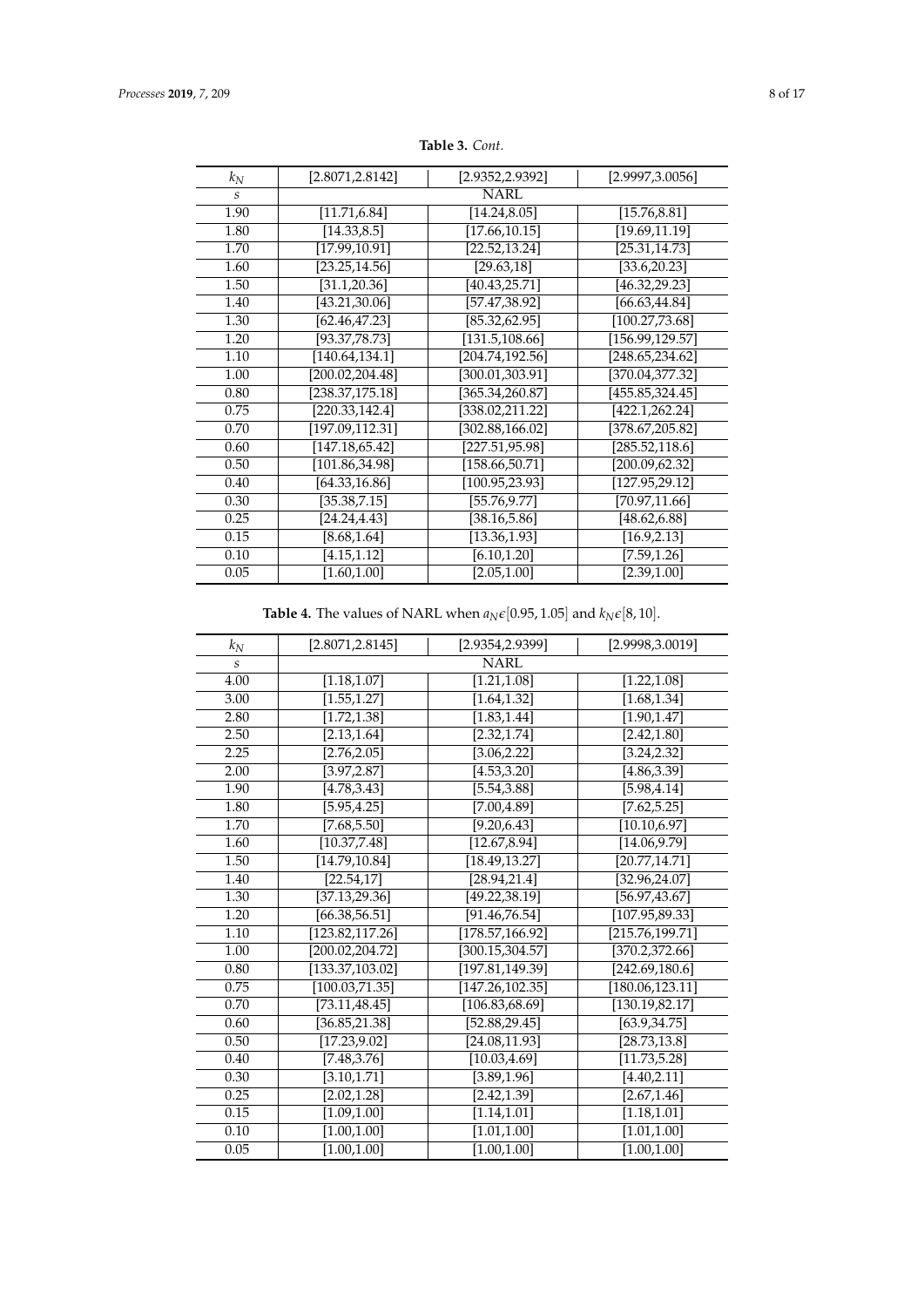**Table 3.** *Cont.*

| $k_N$ | [2.8071,2.8142] | [2.9352,2.9392] | [2.9997,3.0056] |
|---|---|---|---|
| $s$ | NARL | | |
| 1.90 | [11.71,6.84] | [14.24,8.05] | [15.76,8.81] |
| 1.80 | [14.33,8.5] | [17.66,10.15] | [19.69,11.19] |
| 1.70 | [17.99,10.91] | [22.52,13.24] | [25.31,14.73] |
| 1.60 | [23.25,14.56] | [29.63,18] | [33.6,20.23] |
| 1.50 | [31.1,20.36] | [40.43,25.71] | [46.32,29.23] |
| 1.40 | [43.21,30.06] | [57.47,38.92] | [66.63,44.84] |
| 1.30 | [62.46,47.23] | [85.32,62.95] | [100.27,73.68] |
| 1.20 | [93.37,78.73] | [131.5,108.66] | [156.99,129.57] |
| 1.10 | [140.64,134.1] | [204.74,192.56] | [248.65,234.62] |
| 1.00 | [200.02,204.48] | [300.01,303.91] | [370.04,377.32] |
| 0.80 | [238.37,175.18] | [365.34,260.87] | [455.85,324.45] |
| 0.75 | [220.33,142.4] | [338.02,211.22] | [422.1,262.24] |
| 0.70 | [197.09,112.31] | [302.88,166.02] | [378.67,205.82] |
| 0.60 | [147.18,65.42] | [227.51,95.98] | [285.52,118.6] |
| 0.50 | [101.86,34.98] | [158.66,50.71] | [200.09,62.32] |
| 0.40 | [64.33,16.86] | [100.95,23.93] | [127.95,29.12] |
| 0.30 | [35.38,7.15] | [55.76,9.77] | [70.97,11.66] |
| 0.25 | [24.24,4.43] | [38.16,5.86] | [48.62,6.88] |
| 0.15 | [8.68,1.64] | [13.36,1.93] | [16.9,2.13] |
| 0.10 | [4.15,1.12] | [6.10,1.20] | [7.59,1.26] |
| 0.05 | [1.60,1.00] | [2.05,1.00] | [2.39,1.00] |

**Table 4.** The values of NARL when $a_N \epsilon [0.95, 1.05]$ and $k_N \epsilon [8, 10]$.

| $k_N$ | [2.8071,2.8145] | [2.9354,2.9399] | [2.9998,3.0019] |
|---|---|---|---|
| $s$ | NARL | | |
| 4.00 | [1.18,1.07] | [1.21,1.08] | [1.22,1.08] |
| 3.00 | [1.55,1.27] | [1.64,1.32] | [1.68,1.34] |
| 2.80 | [1.72,1.38] | [1.83,1.44] | [1.90,1.47] |
| 2.50 | [2.13,1.64] | [2.32,1.74] | [2.42,1.80] |
| 2.25 | [2.76,2.05] | [3.06,2.22] | [3.24,2.32] |
| 2.00 | [3.97,2.87] | [4.53,3.20] | [4.86,3.39] |
| 1.90 | [4.78,3.43] | [5.54,3.88] | [5.98,4.14] |
| 1.80 | [5.95,4.25] | [7.00,4.89] | [7.62,5.25] |
| 1.70 | [7.68,5.50] | [9.20,6.43] | [10.10,6.97] |
| 1.60 | [10.37,7.48] | [12.67,8.94] | [14.06,9.79] |
| 1.50 | [14.79,10.84] | [18.49,13.27] | [20.77,14.71] |
| 1.40 | [22.54,17] | [28.94,21.4] | [32.96,24.07] |
| 1.30 | [37.13,29.36] | [49.22,38.19] | [56.97,43.67] |
| 1.20 | [66.38,56.51] | [91.46,76.54] | [107.95,89.33] |
| 1.10 | [123.82,117.26] | [178.57,166.92] | [215.76,199.71] |
| 1.00 | [200.02,204.72] | [300.15,304.57] | [370.2,372.66] |
| 0.80 | [133.37,103.02] | [197.81,149.39] | [242.69,180.6] |
| 0.75 | [100.03,71.35] | [147.26,102.35] | [180.06,123.11] |
| 0.70 | [73.11,48.45] | [106.83,68.69] | [130.19,82.17] |
| 0.60 | [36.85,21.38] | [52.88,29.45] | [63.9,34.75] |
| 0.50 | [17.23,9.02] | [24.08,11.93] | [28.73,13.8] |
| 0.40 | [7.48,3.76] | [10.03,4.69] | [11.73,5.28] |
| 0.30 | [3.10,1.71] | [3.89,1.96] | [4.40,2.11] |
| 0.25 | [2.02,1.28] | [2.42,1.39] | [2.67,1.46] |
| 0.15 | [1.09,1.00] | [1.14,1.01] | [1.18,1.01] |
| 0.10 | [1.00,1.00] | [1.01,1.00] | [1.01,1.00] |
| 0.05 | [1.00,1.00] | [1.00,1.00] | [1.00,1.00] |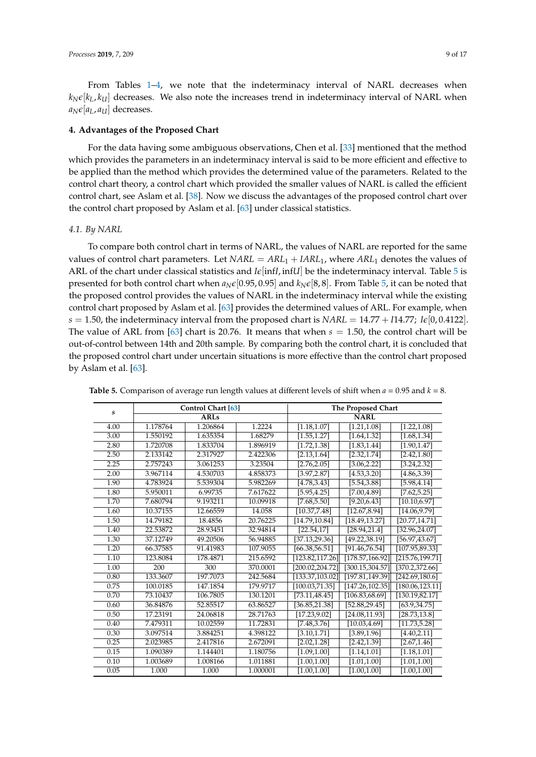From Tables 1–4, we note that the indeterminacy interval of NARL decreases when $k_N \epsilon [k_L, k_U]$ decreases. We also note the increases trend in indeterminacy interval of NARL when $a_N \epsilon [a_L, a_U]$ decreases.

## 4. Advantages of the Proposed Chart

For the data having some ambiguous observations, Chen et al. [33] mentioned that the method which provides the parameters in an indeterminacy interval is said to be more efficient and effective to be applied than the method which provides the determined value of the parameters. Related to the control chart theory, a control chart which provided the smaller values of NARL is called the efficient control chart, see Aslam et al. [38]. Now we discuss the advantages of the proposed control chart over the control chart proposed by Aslam et al. [63] under classical statistics.

### 4.1. By NARL

To compare both control chart in terms of NARL, the values of NARL are reported for the same values of control chart parameters. Let $NARL = ARL_1 + IARL_1$, where $ARL_1$ denotes the values of ARL of the chart under classical statistics and $I\epsilon[\inf I, \inf U]$ be the indeterminacy interval. Table 5 is presented for both control chart when $a_N \epsilon [0.95, 0.95]$ and $k_N \epsilon [8, 8]$. From Table 5, it can be noted that the proposed control provides the values of NARL in the indeterminacy interval while the existing control chart proposed by Aslam et al. [63] provides the determined values of ARL. For example, when $s = 1.50$, the indeterminacy interval from the proposed chart is $NARL = 14.77 + I14.77$; $I\epsilon[0, 0.4122]$. The value of ARL from [63] chart is 20.76. It means that when $s = 1.50$, the control chart will be out-of-control between 14th and 20th sample. By comparing both the control chart, it is concluded that the proposed control chart under uncertain situations is more effective than the control chart proposed by Aslam et al. [63].

**Table 5.** Comparison of average run length values at different levels of shift when $a = 0.95$ and $k = 8$.

| $s$ | Control Chart [63] | | | The Proposed Chart | | |
|---|---|---|---|---|---|---|
| | ARLs | | | NARL | | |
| 4.00 | 1.178764 | 1.206864 | 1.2224 | [1.18,1.07] | [1.21,1.08] | [1.22,1.08] |
| 3.00 | 1.550192 | 1.635354 | 1.68279 | [1.55,1.27] | [1.64,1.32] | [1.68,1.34] |
| 2.80 | 1.720708 | 1.833704 | 1.896919 | [1.72,1.38] | [1.83,1.44] | [1.90,1.47] |
| 2.50 | 2.133142 | 2.317927 | 2.422306 | [2.13,1.64] | [2.32,1.74] | [2.42,1.80] |
| 2.25 | 2.757243 | 3.061253 | 3.23504 | [2.76,2.05] | [3.06,2.22] | [3.24,2.32] |
| 2.00 | 3.967114 | 4.530703 | 4.858373 | [3.97,2.87] | [4.53,3.20] | [4.86,3.39] |
| 1.90 | 4.783924 | 5.539304 | 5.982269 | [4.78,3.43] | [5.54,3.88] | [5.98,4.14] |
| 1.80 | 5.950011 | 6.99735 | 7.617622 | [5.95,4.25] | [7.00,4.89] | [7.62,5.25] |
| 1.70 | 7.680794 | 9.193211 | 10.09918 | [7.68,5.50] | [9.20,6.43] | [10.10,6.97] |
| 1.60 | 10.37155 | 12.66559 | 14.058 | [10.37,7.48] | [12.67,8.94] | [14.06,9.79] |
| 1.50 | 14.79182 | 18.4856 | 20.76225 | [14.79,10.84] | [18.49,13.27] | [20.77,14.71] |
| 1.40 | 22.53872 | 28.93451 | 32.94814 | [22.54,17] | [28.94,21.4] | [32.96,24.07] |
| 1.30 | 37.12749 | 49.20506 | 56.94885 | [37.13,29.36] | [49.22,38.19] | [56.97,43.67] |
| 1.20 | 66.37585 | 91.41983 | 107.9055 | [66.38,56.51] | [91.46,76.54] | [107.95,89.33] |
| 1.10 | 123.8084 | 178.4871 | 215.6592 | [123.82,117.26] | [178.57,166.92] | [215.76,199.71] |
| 1.00 | 200 | 300 | 370.0001 | [200.02,204.72] | [300.15,304.57] | [370.2,372.66] |
| 0.80 | 133.3607 | 197.7073 | 242.5684 | [133.37,103.02] | [197.81,149.39] | [242.69,180.6] |
| 0.75 | 100.0185 | 147.1854 | 179.9717 | [100.03,71.35] | [147.26,102.35] | [180.06,123.11] |
| 0.70 | 73.10437 | 106.7805 | 130.1201 | [73.11,48.45] | [106.83,68.69] | [130.19,82.17] |
| 0.60 | 36.84876 | 52.85517 | 63.86527 | [36.85,21.38] | [52.88,29.45] | [63.9,34.75] |
| 0.50 | 17.23191 | 24.06818 | 28.71763 | [17.23,9.02] | [24.08,11.93] | [28.73,13.8] |
| 0.40 | 7.479311 | 10.02559 | 11.72831 | [7.48,3.76] | [10.03,4.69] | [11.73,5.28] |
| 0.30 | 3.097514 | 3.884251 | 4.398122 | [3.10,1.71] | [3.89,1.96] | [4.40,2.11] |
| 0.25 | 2.023985 | 2.417816 | 2.672091 | [2.02,1.28] | [2.42,1.39] | [2.67,1.46] |
| 0.15 | 1.090389 | 1.144401 | 1.180756 | [1.09,1.00] | [1.14,1.01] | [1.18,1.01] |
| 0.10 | 1.003689 | 1.008166 | 1.011881 | [1.00,1.00] | [1.01,1.00] | [1.01,1.00] |
| 0.05 | 1.000 | 1.000 | 1.000001 | [1.00,1.00] | [1.00,1.00] | [1.00,1.00] |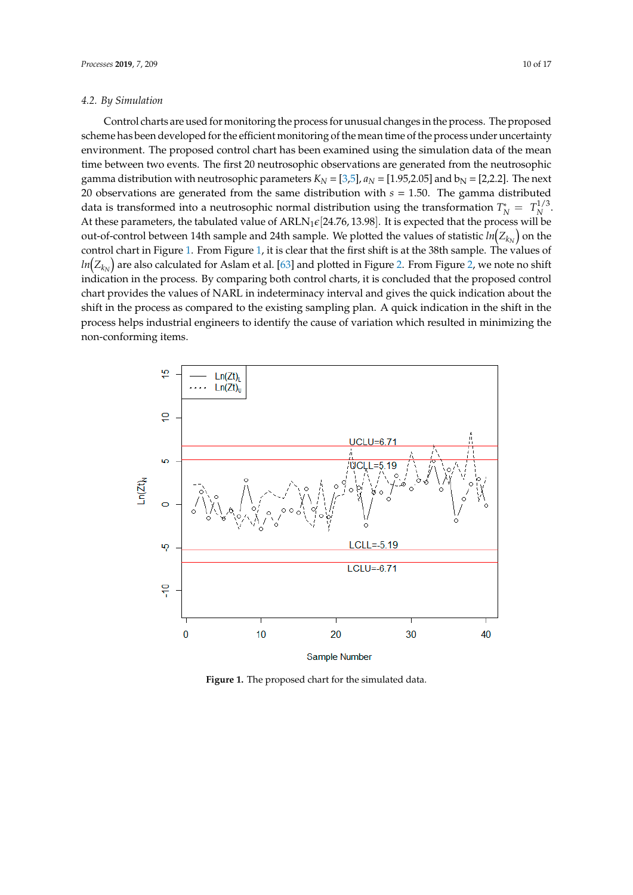### 4.2. By Simulation

Control charts are used for monitoring the process for unusual changes in the process. The proposed scheme has been developed for the efficient monitoring of the mean time of the process under uncertainty environment. The proposed control chart has been examined using the simulation data of the mean time between two events. The first 20 neutrosophic observations are generated from the neutrosophic gamma distribution with neutrosophic parameters $K_N = [3,5]$, $a_N = [1.95,2.05]$ and $b_N = [2,2.2]$. The next 20 observations are generated from the same distribution with $s = 1.50$. The gamma distributed data is transformed into a neutrosophic normal distribution using the transformation $T_N^* = T_N^{1/3}$. At these parameters, the tabulated value of $ARLN_1 \epsilon [24.76, 13.98]$. It is expected that the process will be out-of-control between 14th sample and 24th sample. We plotted the values of statistic $ln(Z_{k_N})$ on the control chart in Figure 1. From Figure 1, it is clear that the first shift is at the 38th sample. The values of $ln(Z_{k_N})$ are also calculated for Aslam et al. [63] and plotted in Figure 2. From Figure 2, we note no shift indication in the process. By comparing both control charts, it is concluded that the proposed control chart provides the values of NARL in indeterminacy interval and gives the quick indication about the shift in the process as compared to the existing sampling plan. A quick indication in the shift in the process helps industrial engineers to identify the cause of variation which resulted in minimizing the non-conforming items.

**Figure 1.** The proposed chart for the simulated data.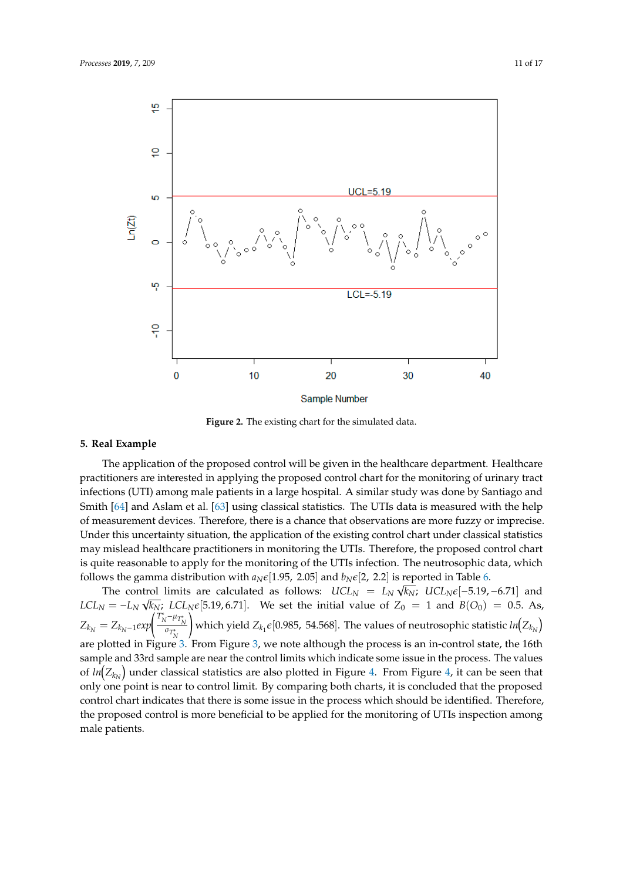Figure 2. The existing chart for the simulated data.

## 5. Real Example

The application of the proposed control will be given in the healthcare department. Healthcare practitioners are interested in applying the proposed control chart for the monitoring of urinary tract infections (UTI) among male patients in a large hospital. A similar study was done by Santiago and Smith [64] and Aslam et al. [63] using classical statistics. The UTIs data is measured with the help of measurement devices. Therefore, there is a chance that observations are more fuzzy or imprecise. Under this uncertainty situation, the application of the existing control chart under classical statistics may mislead healthcare practitioners in monitoring the UTIs. Therefore, the proposed control chart is quite reasonable to apply for the monitoring of the UTIs infection. The neutrosophic data, which follows the gamma distribution with $a_N \epsilon [1.95,\ 2.05]$ and $b_N \epsilon [2,\ 2.2]$ is reported in Table 6.

The control limits are calculated as follows: $UCL_N = L_N\sqrt{k_N};\ UCL_N \epsilon [-5.19, -6.71]$ and $LCL_N = -L_N\sqrt{k_N};\ LCL_N \epsilon [5.19, 6.71]$. We set the initial value of $Z_0 = 1$ and $B(O_0) = 0.5$. As, $Z_{k_N} = Z_{k_N - 1} exp\left(\frac{T^*_N - \mu_{T^*_N}}{\sigma_{T^*_N}}\right)$ which yield $Z_{k_1} \epsilon [0.985,\ 54.568]$. The values of neutrosophic statistic $ln\left(Z_{k_N}\right)$ are plotted in Figure 3. From Figure 3, we note although the process is an in-control state, the 16th sample and 33rd sample are near the control limits which indicate some issue in the process. The values of $ln\left(Z_{k_N}\right)$ under classical statistics are also plotted in Figure 4. From Figure 4, it can be seen that only one point is near to control limit. By comparing both charts, it is concluded that the proposed control chart indicates that there is some issue in the process which should be identified. Therefore, the proposed control is more beneficial to be applied for the monitoring of UTIs inspection among male patients.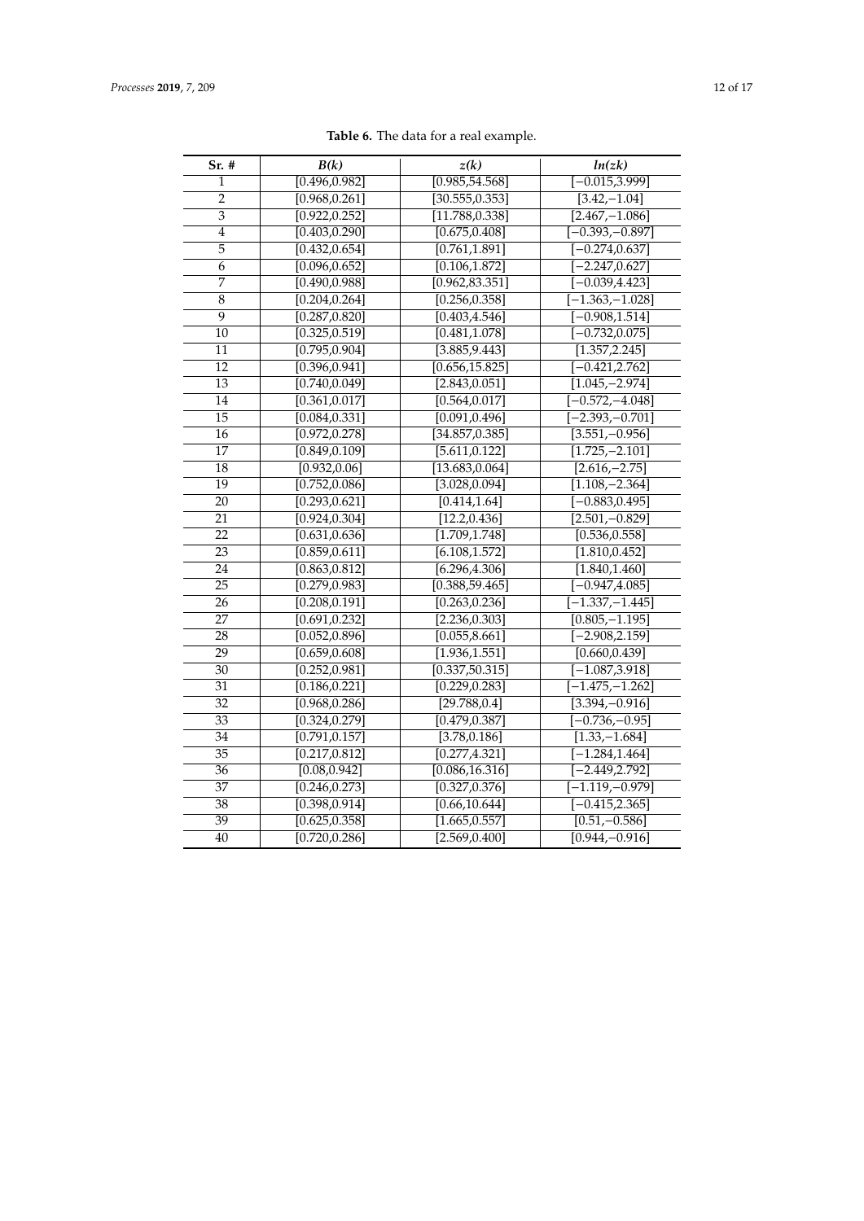**Table 6.** The data for a real example.

| Sr. # | *B(k)* | *z(k)* | *ln(zk)* |
|---|---|---|---|
| 1 | [0.496,0.982] | [0.985,54.568] | [−0.015,3.999] |
| 2 | [0.968,0.261] | [30.555,0.353] | [3.42,−1.04] |
| 3 | [0.922,0.252] | [11.788,0.338] | [2.467,−1.086] |
| 4 | [0.403,0.290] | [0.675,0.408] | [−0.393,−0.897] |
| 5 | [0.432,0.654] | [0.761,1.891] | [−0.274,0.637] |
| 6 | [0.096,0.652] | [0.106,1.872] | [−2.247,0.627] |
| 7 | [0.490,0.988] | [0.962,83.351] | [−0.039,4.423] |
| 8 | [0.204,0.264] | [0.256,0.358] | [−1.363,−1.028] |
| 9 | [0.287,0.820] | [0.403,4.546] | [−0.908,1.514] |
| 10 | [0.325,0.519] | [0.481,1.078] | [−0.732,0.075] |
| 11 | [0.795,0.904] | [3.885,9.443] | [1.357,2.245] |
| 12 | [0.396,0.941] | [0.656,15.825] | [−0.421,2.762] |
| 13 | [0.740,0.049] | [2.843,0.051] | [1.045,−2.974] |
| 14 | [0.361,0.017] | [0.564,0.017] | [−0.572,−4.048] |
| 15 | [0.084,0.331] | [0.091,0.496] | [−2.393,−0.701] |
| 16 | [0.972,0.278] | [34.857,0.385] | [3.551,−0.956] |
| 17 | [0.849,0.109] | [5.611,0.122] | [1.725,−2.101] |
| 18 | [0.932,0.06] | [13.683,0.064] | [2.616,−2.75] |
| 19 | [0.752,0.086] | [3.028,0.094] | [1.108,−2.364] |
| 20 | [0.293,0.621] | [0.414,1.64] | [−0.883,0.495] |
| 21 | [0.924,0.304] | [12.2,0.436] | [2.501,−0.829] |
| 22 | [0.631,0.636] | [1.709,1.748] | [0.536,0.558] |
| 23 | [0.859,0.611] | [6.108,1.572] | [1.810,0.452] |
| 24 | [0.863,0.812] | [6.296,4.306] | [1.840,1.460] |
| 25 | [0.279,0.983] | [0.388,59.465] | [−0.947,4.085] |
| 26 | [0.208,0.191] | [0.263,0.236] | [−1.337,−1.445] |
| 27 | [0.691,0.232] | [2.236,0.303] | [0.805,−1.195] |
| 28 | [0.052,0.896] | [0.055,8.661] | [−2.908,2.159] |
| 29 | [0.659,0.608] | [1.936,1.551] | [0.660,0.439] |
| 30 | [0.252,0.981] | [0.337,50.315] | [−1.087,3.918] |
| 31 | [0.186,0.221] | [0.229,0.283] | [−1.475,−1.262] |
| 32 | [0.968,0.286] | [29.788,0.4] | [3.394,−0.916] |
| 33 | [0.324,0.279] | [0.479,0.387] | [−0.736,−0.95] |
| 34 | [0.791,0.157] | [3.78,0.186] | [1.33,−1.684] |
| 35 | [0.217,0.812] | [0.277,4.321] | [−1.284,1.464] |
| 36 | [0.08,0.942] | [0.086,16.316] | [−2.449,2.792] |
| 37 | [0.246,0.273] | [0.327,0.376] | [−1.119,−0.979] |
| 38 | [0.398,0.914] | [0.66,10.644] | [−0.415,2.365] |
| 39 | [0.625,0.358] | [1.665,0.557] | [0.51,−0.586] |
| 40 | [0.720,0.286] | [2.569,0.400] | [0.944,−0.916] |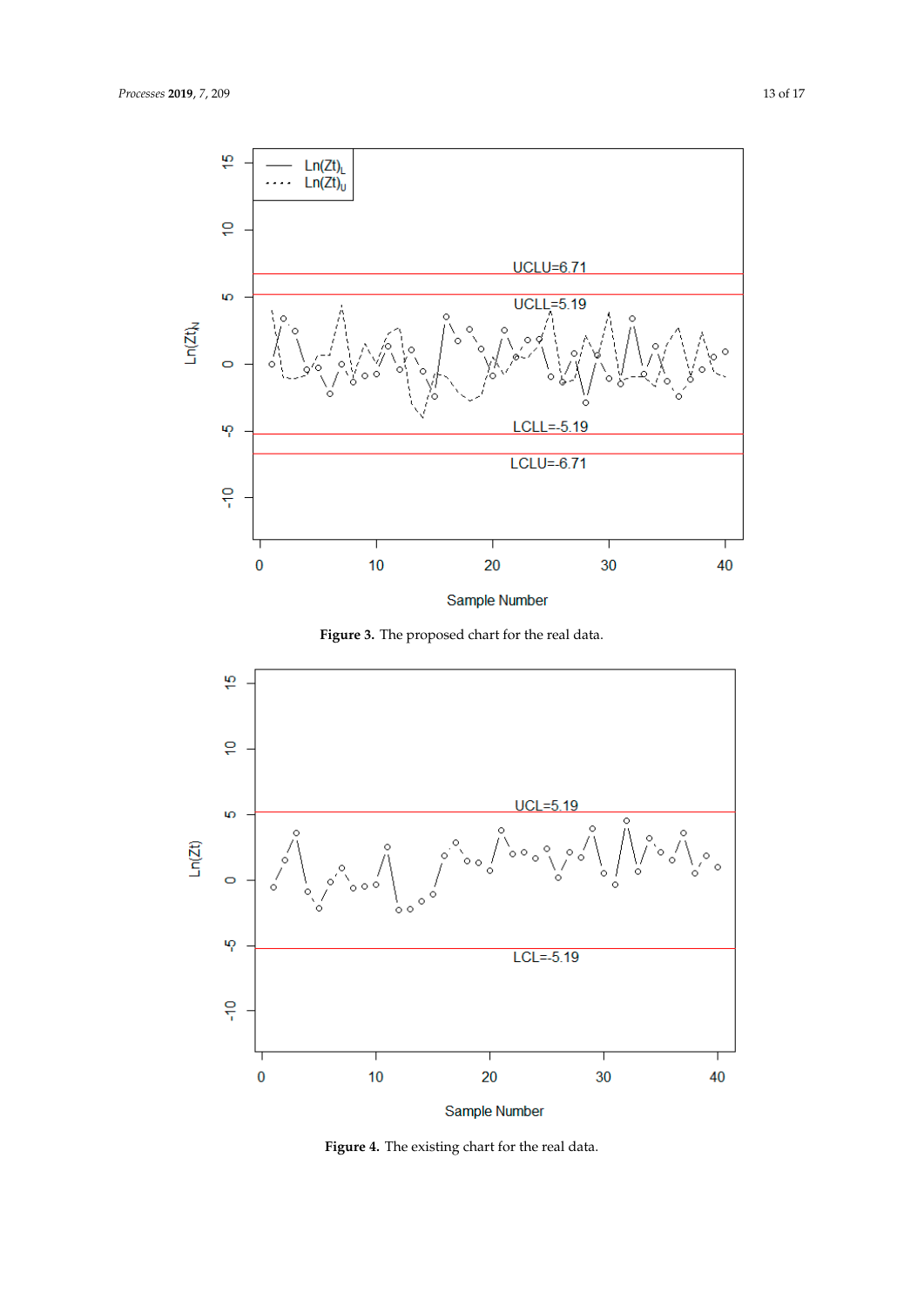**Figure 3.** The proposed chart for the real data.

**Figure 4.** The existing chart for the real data.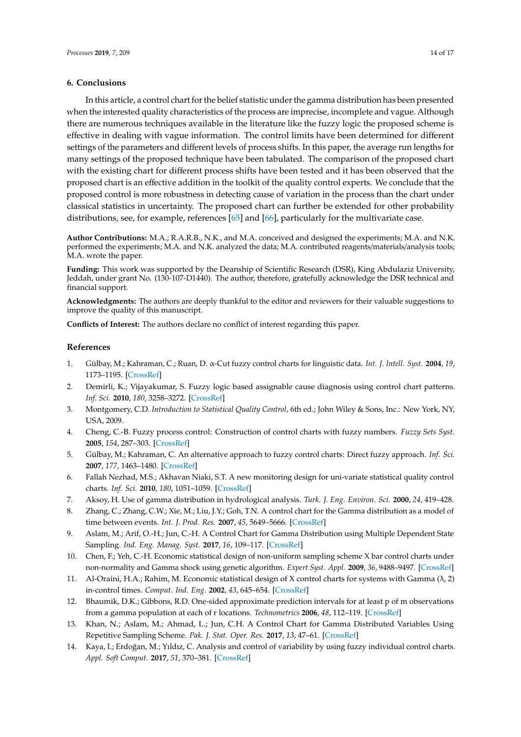## 6. Conclusions

In this article, a control chart for the belief statistic under the gamma distribution has been presented when the interested quality characteristics of the process are imprecise, incomplete and vague. Although there are numerous techniques available in the literature like the fuzzy logic the proposed scheme is effective in dealing with vague information. The control limits have been determined for different settings of the parameters and different levels of process shifts. In this paper, the average run lengths for many settings of the proposed technique have been tabulated. The comparison of the proposed chart with the existing chart for different process shifts have been tested and it has been observed that the proposed chart is an effective addition in the toolkit of the quality control experts. We conclude that the proposed control is more robustness in detecting cause of variation in the process than the chart under classical statistics in uncertainty. The proposed chart can further be extended for other probability distributions, see, for example, references [65] and [66], particularly for the multivariate case.

**Author Contributions:** M.A.; R.A.R.B., N.K., and M.A. conceived and designed the experiments; M.A. and N.K. performed the experiments; M.A. and N.K. analyzed the data; M.A. contributed reagents/materials/analysis tools; M.A. wrote the paper.

**Funding:** This work was supported by the Deanship of Scientific Research (DSR), King Abdulaziz University, Jeddah, under grant No. (130-107-D1440). The author, therefore, gratefully acknowledge the DSR technical and financial support.

**Acknowledgments:** The authors are deeply thankful to the editor and reviewers for their valuable suggestions to improve the quality of this manuscript.

**Conflicts of Interest:** The authors declare no conflict of interest regarding this paper.

## References

1. Gülbay, M.; Kahraman, C.; Ruan, D. α-Cut fuzzy control charts for linguistic data. *Int. J. Intell. Syst.* **2004**, *19*, 1173–1195. [CrossRef]
2. Demirli, K.; Vijayakumar, S. Fuzzy logic based assignable cause diagnosis using control chart patterns. *Inf. Sci.* **2010**, *180*, 3258–3272. [CrossRef]
3. Montgomery, C.D. *Introduction to Statistical Quality Control*, 6th ed.; John Wiley & Sons, Inc.: New York, NY, USA, 2009.
4. Cheng, C.-B. Fuzzy process control: Construction of control charts with fuzzy numbers. *Fuzzy Sets Syst.* **2005**, *154*, 287–303. [CrossRef]
5. Gülbay, M.; Kahraman, C. An alternative approach to fuzzy control charts: Direct fuzzy approach. *Inf. Sci.* **2007**, *177*, 1463–1480. [CrossRef]
6. Fallah Nezhad, M.S.; Akhavan Niaki, S.T. A new monitoring design for uni-variate statistical quality control charts. *Inf. Sci.* **2010**, *180*, 1051–1059. [CrossRef]
7. Aksoy, H. Use of gamma distribution in hydrological analysis. *Turk. J. Eng. Environ. Sci.* **2000**, *24*, 419–428.
8. Zhang, C.; Zhang, C.W.; Xie, M.; Liu, J.Y.; Goh, T.N. A control chart for the Gamma distribution as a model of time between events. *Int. J. Prod. Res.* **2007**, *45*, 5649–5666. [CrossRef]
9. Aslam, M.; Arif, O.-H.; Jun, C.-H. A Control Chart for Gamma Distribution using Multiple Dependent State Sampling. *Ind. Eng. Manag. Syst.* **2017**, *16*, 109–117. [CrossRef]
10. Chen, F.; Yeh, C.-H. Economic statistical design of non-uniform sampling scheme X bar control charts under non-normality and Gamma shock using genetic algorithm. *Expert Syst. Appl.* **2009**, *36*, 9488–9497. [CrossRef]
11. Al-Oraini, H.A.; Rahim, M. Economic statistical design of X control charts for systems with Gamma (λ, 2) in-control times. *Comput. Ind. Eng.* **2002**, *43*, 645–654. [CrossRef]
12. Bhaumik, D.K.; Gibbons, R.D. One-sided approximate prediction intervals for at least p of m observations from a gamma population at each of r locations. *Technometrics* **2006**, *48*, 112–119. [CrossRef]
13. Khan, N.; Aslam, M.; Ahmad, L.; Jun, C.H. A Control Chart for Gamma Distributed Variables Using Repetitive Sampling Scheme. *Pak. J. Stat. Oper. Res.* **2017**, *13*, 47–61. [CrossRef]
14. Kaya, I.; Erdoğan, M.; Yıldız, C. Analysis and control of variability by using fuzzy individual control charts. *Appl. Soft Comput.* **2017**, *51*, 370–381. [CrossRef]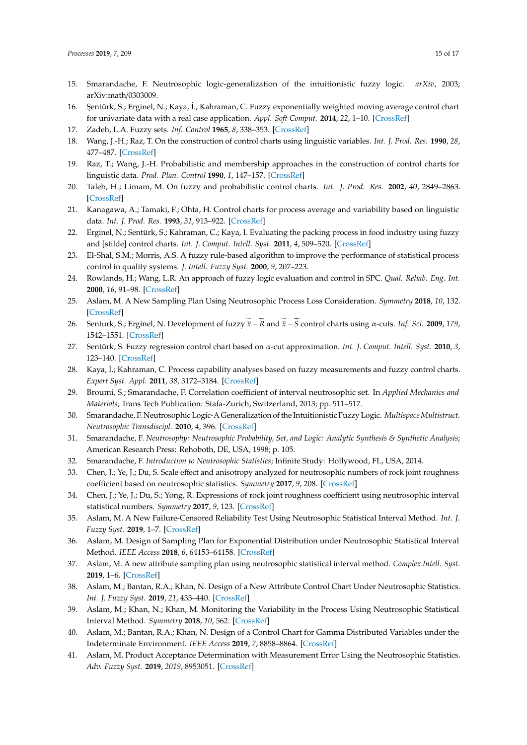15. Smarandache, F. Neutrosophic logic-generalization of the intuitionistic fuzzy logic. *arXiv*, 2003; arXiv:math/0303009.
16. Şentürk, S.; Erginel, N.; Kaya, İ.; Kahraman, C. Fuzzy exponentially weighted moving average control chart for univariate data with a real case application. *Appl. Soft Comput.* **2014**, *22*, 1–10. [CrossRef]
17. Zadeh, L.A. Fuzzy sets. *Inf. Control* **1965**, *8*, 338–353. [CrossRef]
18. Wang, J.-H.; Raz, T. On the construction of control charts using linguistic variables. *Int. J. Prod. Res.* **1990**, *28*, 477–487. [CrossRef]
19. Raz, T.; Wang, J.-H. Probabilistic and membership approaches in the construction of control charts for linguistic data. *Prod. Plan. Control* **1990**, *1*, 147–157. [CrossRef]
20. Taleb, H.; Limam, M. On fuzzy and probabilistic control charts. *Int. J. Prod. Res.* **2002**, *40*, 2849–2863. [CrossRef]
21. Kanagawa, A.; Tamaki, F.; Ohta, H. Control charts for process average and variability based on linguistic data. *Int. J. Prod. Res.* **1993**, *31*, 913–922. [CrossRef]
22. Erginel, N.; Sentürk, S.; Kahraman, C.; Kaya, I. Evaluating the packing process in food industry using fuzzy and [stilde] control charts. *Int. J. Comput. Intell. Syst.* **2011**, *4*, 509–520. [CrossRef]
23. El-Shal, S.M.; Morris, A.S. A fuzzy rule-based algorithm to improve the performance of statistical process control in quality systems. *J. Intell. Fuzzy Syst.* **2000**, *9*, 207–223.
24. Rowlands, H.; Wang, L.R. An approach of fuzzy logic evaluation and control in SPC. *Qual. Reliab. Eng. Int.* **2000**, *16*, 91–98. [CrossRef]
25. Aslam, M. A New Sampling Plan Using Neutrosophic Process Loss Consideration. *Symmetry* **2018**, *10*, 132. [CrossRef]
26. Senturk, S.; Erginel, N. Development of fuzzy $\widetilde{\overline{x}} - \widetilde{R}$ and $\widetilde{\overline{x}} - \widetilde{S}$ control charts using α-cuts. *Inf. Sci.* **2009**, *179*, 1542–1551. [CrossRef]
27. Sentürk, S. Fuzzy regression control chart based on α-cut approximation. *Int. J. Comput. Intell. Syst.* **2010**, *3*, 123–140. [CrossRef]
28. Kaya, İ.; Kahraman, C. Process capability analyses based on fuzzy measurements and fuzzy control charts. *Expert Syst. Appl.* **2011**, *38*, 3172–3184. [CrossRef]
29. Broumi, S.; Smarandache, F. Correlation coefficient of interval neutrosophic set. In *Applied Mechanics and Materials*; Trans Tech Publication: Stafa-Zurich, Switzerland, 2013; pp. 511–517.
30. Smarandache, F. Neutrosophic Logic-A Generalization of the Intuitionistic Fuzzy Logic. *Multispace Multistruct. Neutrosophic Transdiscipl.* **2010**, *4*, 396. [CrossRef]
31. Smarandache, F. *Neutrosophy: Neutrosophic Probability, Set, and Logic: Analytic Synthesis & Synthetic Analysis*; American Research Press: Rehoboth, DE, USA, 1998; p. 105.
32. Smarandache, F. *Introduction to Neutrosophic Statistics*; Infinite Study: Hollywood, FL, USA, 2014.
33. Chen, J.; Ye, J.; Du, S. Scale effect and anisotropy analyzed for neutrosophic numbers of rock joint roughness coefficient based on neutrosophic statistics. *Symmetry* **2017**, *9*, 208. [CrossRef]
34. Chen, J.; Ye, J.; Du, S.; Yong, R. Expressions of rock joint roughness coefficient using neutrosophic interval statistical numbers. *Symmetry* **2017**, *9*, 123. [CrossRef]
35. Aslam, M. A New Failure-Censored Reliability Test Using Neutrosophic Statistical Interval Method. *Int. J. Fuzzy Syst.* **2019**, 1–7. [CrossRef]
36. Aslam, M. Design of Sampling Plan for Exponential Distribution under Neutrosophic Statistical Interval Method. *IEEE Access* **2018**, *6*, 64153–64158. [CrossRef]
37. Aslam, M. A new attribute sampling plan using neutrosophic statistical interval method. *Complex Intell. Syst.* **2019**, 1–6. [CrossRef]
38. Aslam, M.; Bantan, R.A.; Khan, N. Design of a New Attribute Control Chart Under Neutrosophic Statistics. *Int. J. Fuzzy Syst.* **2019**, *21*, 433–440. [CrossRef]
39. Aslam, M.; Khan, N.; Khan, M. Monitoring the Variability in the Process Using Neutrosophic Statistical Interval Method. *Symmetry* **2018**, *10*, 562. [CrossRef]
40. Aslam, M.; Bantan, R.A.; Khan, N. Design of a Control Chart for Gamma Distributed Variables under the Indeterminate Environment. *IEEE Access* **2019**, *7*, 8858–8864. [CrossRef]
41. Aslam, M. Product Acceptance Determination with Measurement Error Using the Neutrosophic Statistics. *Adv. Fuzzy Syst.* **2019**, *2019*, 8953051. [CrossRef]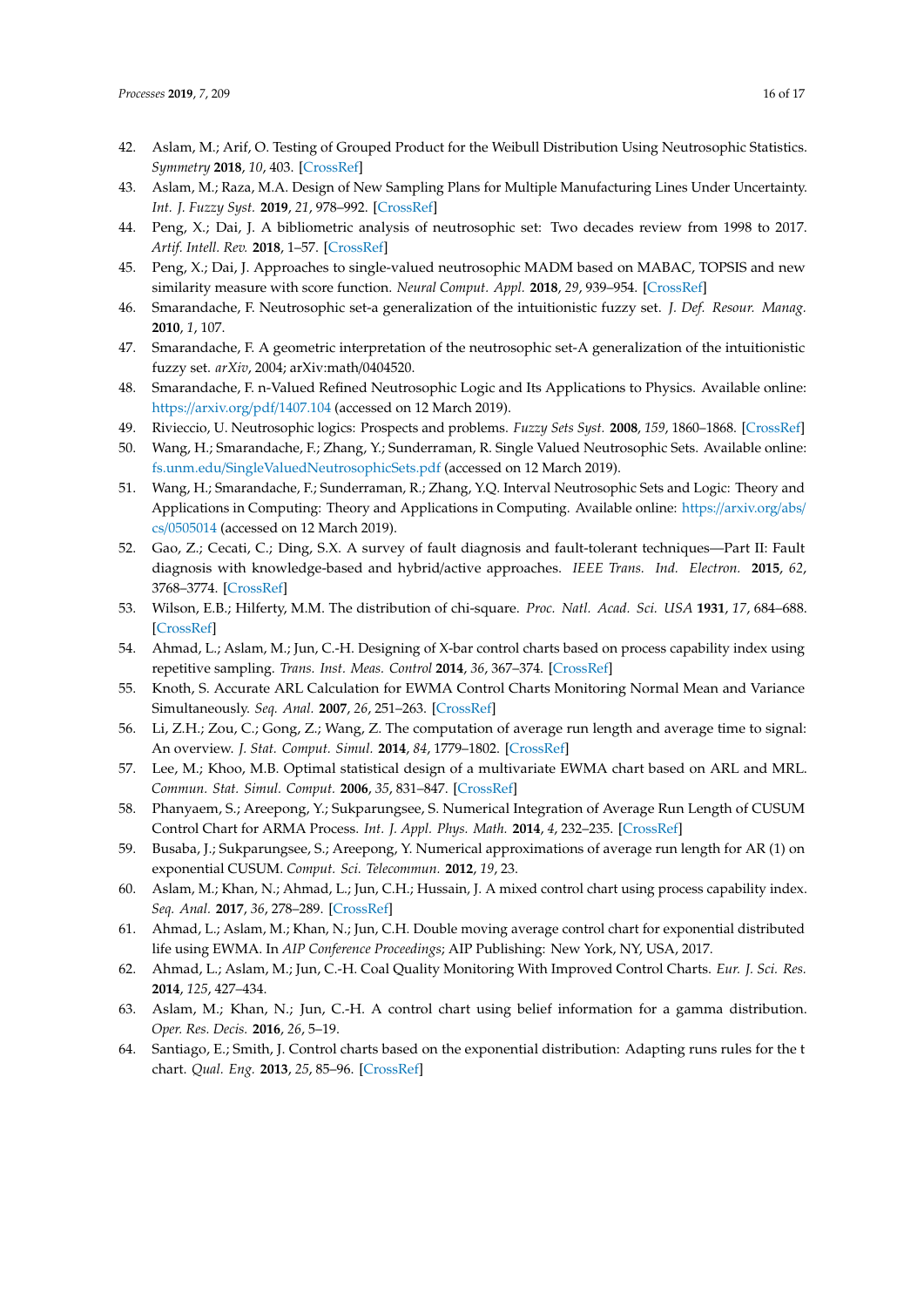42. Aslam, M.; Arif, O. Testing of Grouped Product for the Weibull Distribution Using Neutrosophic Statistics. *Symmetry* **2018**, *10*, 403. [CrossRef]
43. Aslam, M.; Raza, M.A. Design of New Sampling Plans for Multiple Manufacturing Lines Under Uncertainty. *Int. J. Fuzzy Syst.* **2019**, *21*, 978–992. [CrossRef]
44. Peng, X.; Dai, J. A bibliometric analysis of neutrosophic set: Two decades review from 1998 to 2017. *Artif. Intell. Rev.* **2018**, 1–57. [CrossRef]
45. Peng, X.; Dai, J. Approaches to single-valued neutrosophic MADM based on MABAC, TOPSIS and new similarity measure with score function. *Neural Comput. Appl.* **2018**, *29*, 939–954. [CrossRef]
46. Smarandache, F. Neutrosophic set-a generalization of the intuitionistic fuzzy set. *J. Def. Resour. Manag.* **2010**, *1*, 107.
47. Smarandache, F. A geometric interpretation of the neutrosophic set-A generalization of the intuitionistic fuzzy set. *arXiv*, 2004; arXiv:math/0404520.
48. Smarandache, F. n-Valued Refined Neutrosophic Logic and Its Applications to Physics. Available online: https://arxiv.org/pdf/1407.104 (accessed on 12 March 2019).
49. Rivieccio, U. Neutrosophic logics: Prospects and problems. *Fuzzy Sets Syst.* **2008**, *159*, 1860–1868. [CrossRef]
50. Wang, H.; Smarandache, F.; Zhang, Y.; Sunderraman, R. Single Valued Neutrosophic Sets. Available online: fs.unm.edu/SingleValuedNeutrosophicSets.pdf (accessed on 12 March 2019).
51. Wang, H.; Smarandache, F.; Sunderraman, R.; Zhang, Y.Q. Interval Neutrosophic Sets and Logic: Theory and Applications in Computing: Theory and Applications in Computing. Available online: https://arxiv.org/abs/cs/0505014 (accessed on 12 March 2019).
52. Gao, Z.; Cecati, C.; Ding, S.X. A survey of fault diagnosis and fault-tolerant techniques—Part II: Fault diagnosis with knowledge-based and hybrid/active approaches. *IEEE Trans. Ind. Electron.* **2015**, *62*, 3768–3774. [CrossRef]
53. Wilson, E.B.; Hilferty, M.M. The distribution of chi-square. *Proc. Natl. Acad. Sci. USA* **1931**, *17*, 684–688. [CrossRef]
54. Ahmad, L.; Aslam, M.; Jun, C.-H. Designing of X-bar control charts based on process capability index using repetitive sampling. *Trans. Inst. Meas. Control* **2014**, *36*, 367–374. [CrossRef]
55. Knoth, S. Accurate ARL Calculation for EWMA Control Charts Monitoring Normal Mean and Variance Simultaneously. *Seq. Anal.* **2007**, *26*, 251–263. [CrossRef]
56. Li, Z.H.; Zou, C.; Gong, Z.; Wang, Z. The computation of average run length and average time to signal: An overview. *J. Stat. Comput. Simul.* **2014**, *84*, 1779–1802. [CrossRef]
57. Lee, M.; Khoo, M.B. Optimal statistical design of a multivariate EWMA chart based on ARL and MRL. *Commun. Stat. Simul. Comput.* **2006**, *35*, 831–847. [CrossRef]
58. Phanyaem, S.; Areepong, Y.; Sukparungsee, S. Numerical Integration of Average Run Length of CUSUM Control Chart for ARMA Process. *Int. J. Appl. Phys. Math.* **2014**, *4*, 232–235. [CrossRef]
59. Busaba, J.; Sukparungsee, S.; Areepong, Y. Numerical approximations of average run length for AR (1) on exponential CUSUM. *Comput. Sci. Telecommun.* **2012**, *19*, 23.
60. Aslam, M.; Khan, N.; Ahmad, L.; Jun, C.H.; Hussain, J. A mixed control chart using process capability index. *Seq. Anal.* **2017**, *36*, 278–289. [CrossRef]
61. Ahmad, L.; Aslam, M.; Khan, N.; Jun, C.H. Double moving average control chart for exponential distributed life using EWMA. In *AIP Conference Proceedings*; AIP Publishing: New York, NY, USA, 2017.
62. Ahmad, L.; Aslam, M.; Jun, C.-H. Coal Quality Monitoring With Improved Control Charts. *Eur. J. Sci. Res.* **2014**, *125*, 427–434.
63. Aslam, M.; Khan, N.; Jun, C.-H. A control chart using belief information for a gamma distribution. *Oper. Res. Decis.* **2016**, *26*, 5–19.
64. Santiago, E.; Smith, J. Control charts based on the exponential distribution: Adapting runs rules for the t chart. *Qual. Eng.* **2013**, *25*, 85–96. [CrossRef]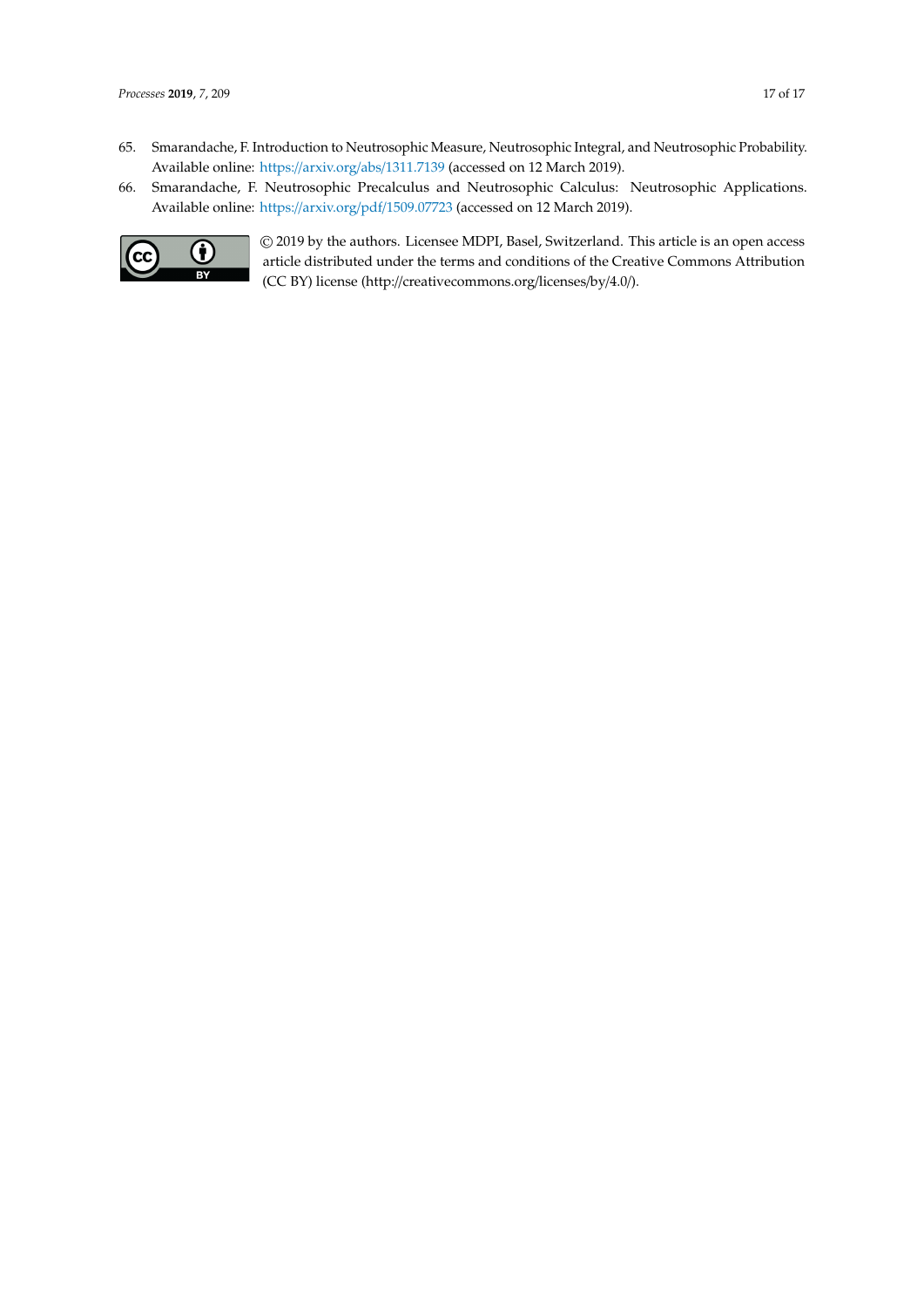65. Smarandache, F. Introduction to Neutrosophic Measure, Neutrosophic Integral, and Neutrosophic Probability. Available online: https://arxiv.org/abs/1311.7139 (accessed on 12 March 2019).
66. Smarandache, F. Neutrosophic Precalculus and Neutrosophic Calculus: Neutrosophic Applications. Available online: https://arxiv.org/pdf/1509.07723 (accessed on 12 March 2019).

© 2019 by the authors. Licensee MDPI, Basel, Switzerland. This article is an open access article distributed under the terms and conditions of the Creative Commons Attribution (CC BY) license (http://creativecommons.org/licenses/by/4.0/).